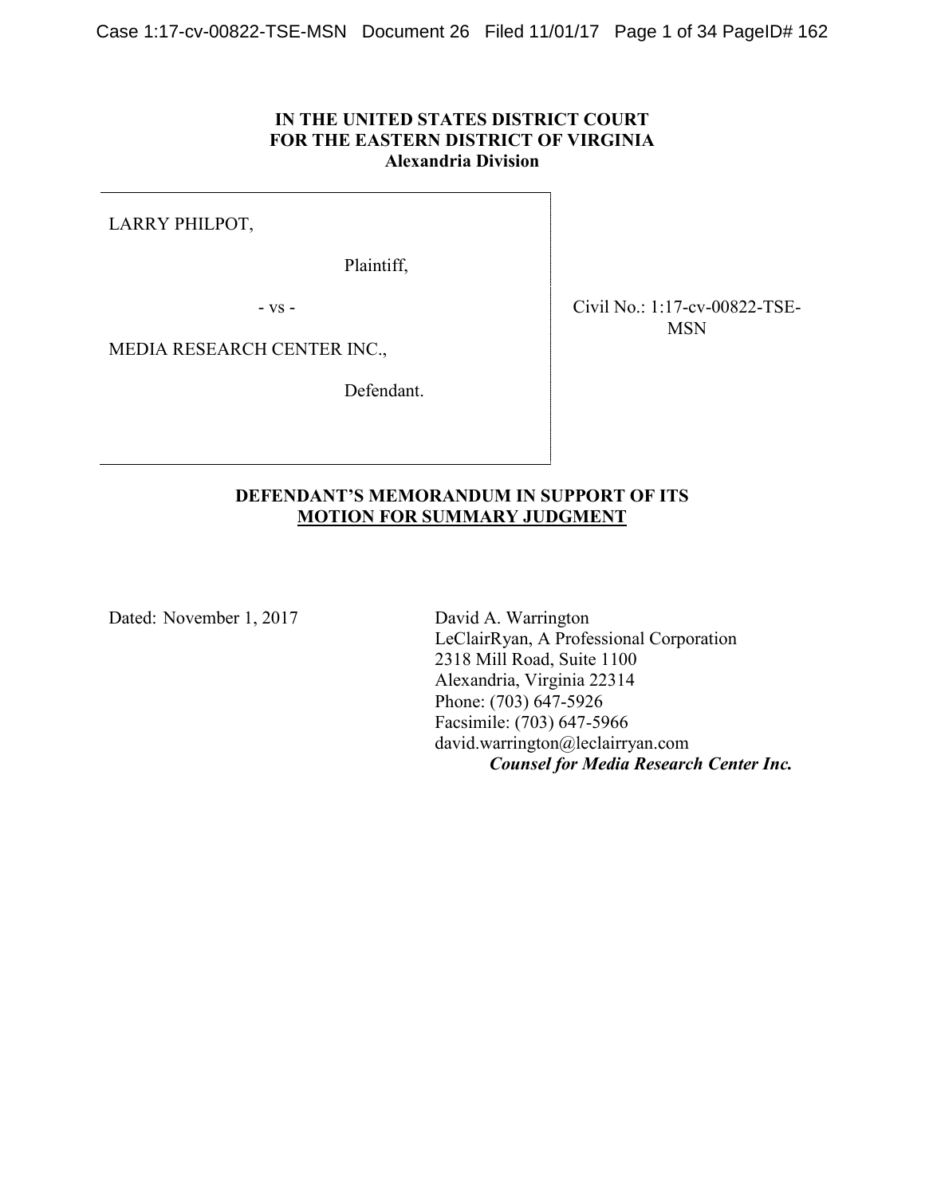**IN THE UNITED STATES DISTRICT COURT**
**FOR THE EASTERN DISTRICT OF VIRGINIA**
**Alexandria Division**

LARRY PHILPOT,

Plaintiff,

- vs -

MEDIA RESEARCH CENTER INC.,

Defendant.

Civil No.: 1:17-cv-00822-TSE-MSN

**DEFENDANT'S MEMORANDUM IN SUPPORT OF ITS MOTION FOR SUMMARY JUDGMENT**

Dated: November 1, 2017

David A. Warrington
LeClairRyan, A Professional Corporation
2318 Mill Road, Suite 1100
Alexandria, Virginia 22314
Phone: (703) 647-5926
Facsimile: (703) 647-5966
david.warrington@leclairryan.com
***Counsel for Media Research Center Inc.***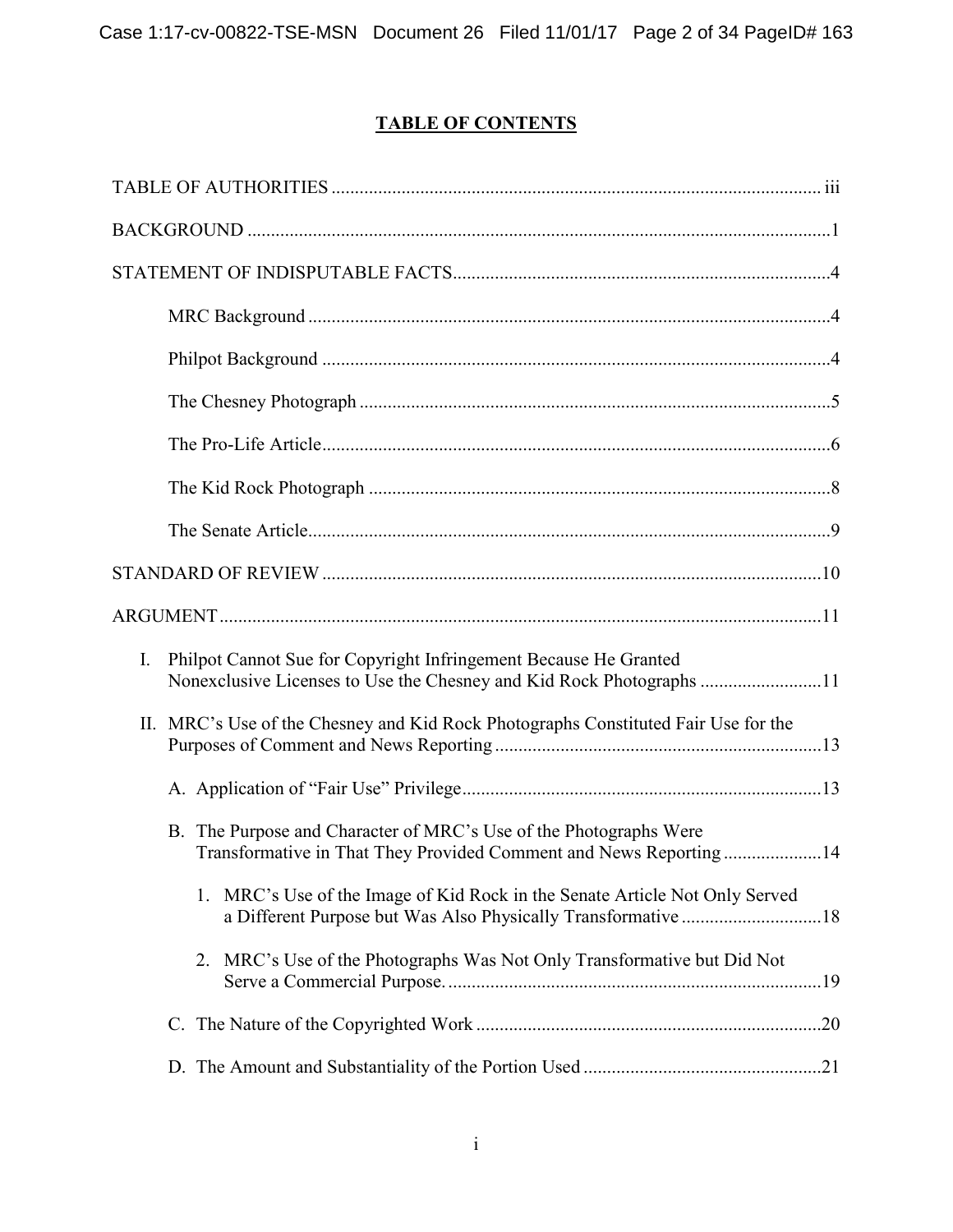# TABLE OF CONTENTS

TABLE OF AUTHORITIES ........................................................................................................ iii

BACKGROUND ............................................................................................................................1

STATEMENT OF INDISPUTABLE FACTS................................................................................4

- MRC Background ...............................................................................................................4
- Philpot Background ............................................................................................................4
- The Chesney Photograph ....................................................................................................5
- The Pro-Life Article............................................................................................................6
- The Kid Rock Photograph ..................................................................................................8
- The Senate Article...............................................................................................................9

STANDARD OF REVIEW ..........................................................................................................10

ARGUMENT................................................................................................................................11

I. Philpot Cannot Sue for Copyright Infringement Because He Granted Nonexclusive Licenses to Use the Chesney and Kid Rock Photographs ..........................11

II. MRC's Use of the Chesney and Kid Rock Photographs Constituted Fair Use for the Purposes of Comment and News Reporting .....................................................................13

   A. Application of "Fair Use" Privilege.............................................................................13

   B. The Purpose and Character of MRC's Use of the Photographs Were Transformative in That They Provided Comment and News Reporting .....................14

      1. MRC's Use of the Image of Kid Rock in the Senate Article Not Only Served a Different Purpose but Was Also Physically Transformative ..............................18

      2. MRC's Use of the Photographs Was Not Only Transformative but Did Not Serve a Commercial Purpose. ...............................................................................19

   C. The Nature of the Copyrighted Work .........................................................................20

   D. The Amount and Substantiality of the Portion Used ..................................................21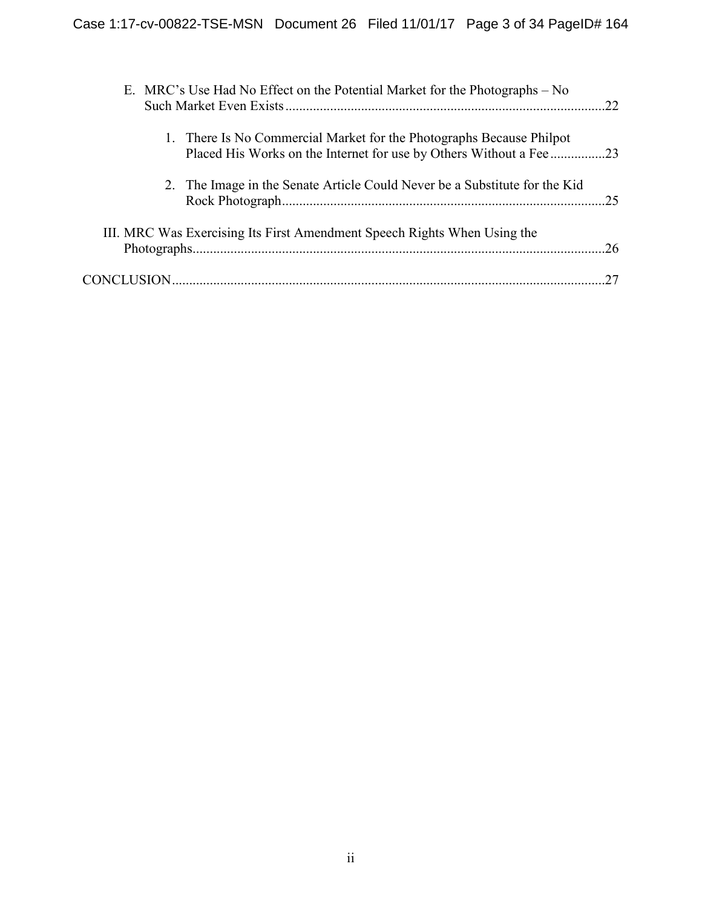E. MRC's Use Had No Effect on the Potential Market for the Photographs – No Such Market Even Exists ........ 22

1. There Is No Commercial Market for the Photographs Because Philpot Placed His Works on the Internet for use by Others Without a Fee ........ 23

2. The Image in the Senate Article Could Never be a Substitute for the Kid Rock Photograph ........ 25

III. MRC Was Exercising Its First Amendment Speech Rights When Using the Photographs ........ 26

CONCLUSION ........ 27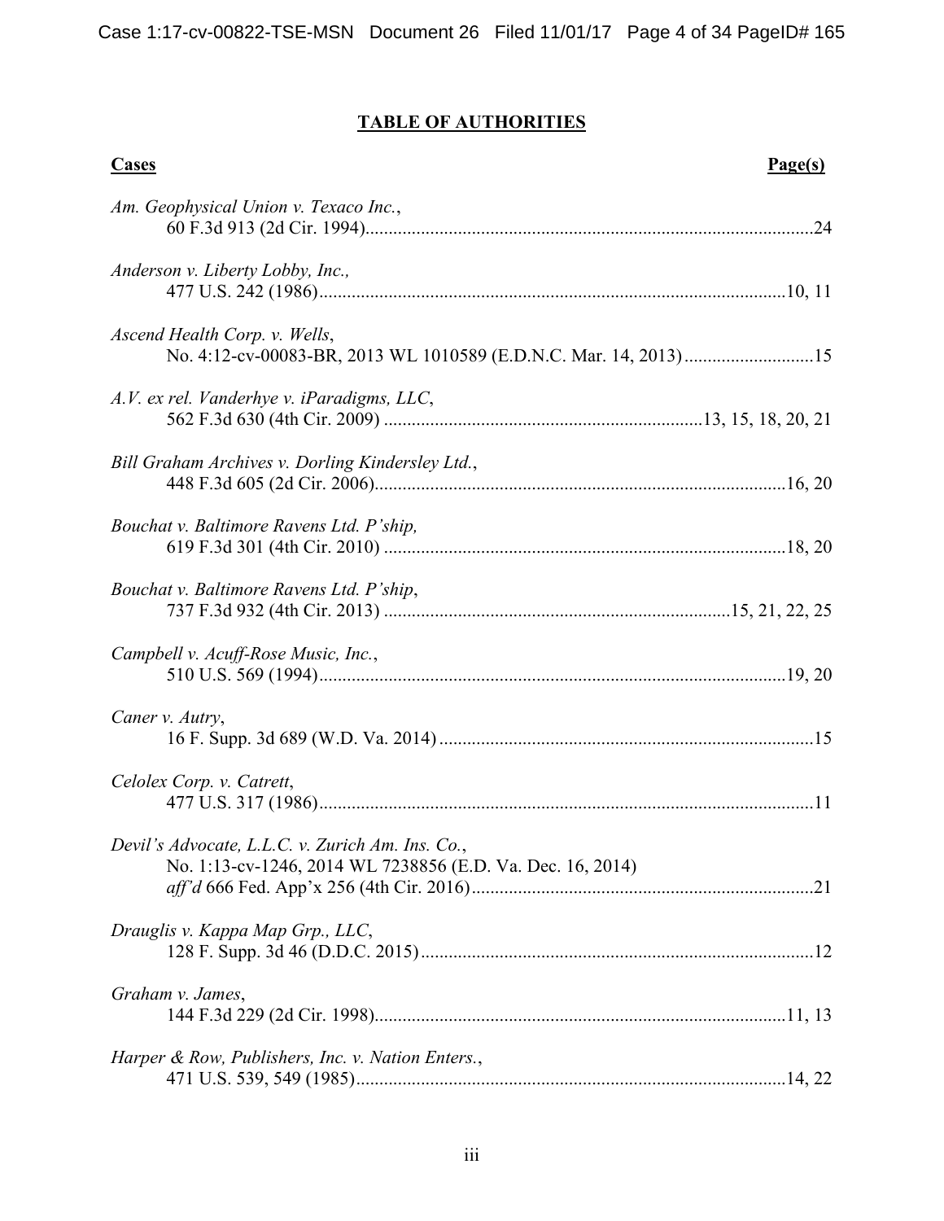## TABLE OF AUTHORITIES

**Cases** — **Page(s)**

*Am. Geophysical Union v. Texaco Inc.*,
60 F.3d 913 (2d Cir. 1994) ....................................................................................24

*Anderson v. Liberty Lobby, Inc.,*
477 U.S. 242 (1986) ..........................................................................................10, 11

*Ascend Health Corp. v. Wells*,
No. 4:12-cv-00083-BR, 2013 WL 1010589 (E.D.N.C. Mar. 14, 2013) .....................15

*A.V. ex rel. Vanderhye v. iParadigms, LLC*,
562 F.3d 630 (4th Cir. 2009) ....................................................13, 15, 18, 20, 21

*Bill Graham Archives v. Dorling Kindersley Ltd.*,
448 F.3d 605 (2d Cir. 2006) ..............................................................................16, 20

*Bouchat v. Baltimore Ravens Ltd. P'ship,*
619 F.3d 301 (4th Cir. 2010) ...........................................................................18, 20

*Bouchat v. Baltimore Ravens Ltd. P'ship*,
737 F.3d 932 (4th Cir. 2013) ...............................................................15, 21, 22, 25

*Campbell v. Acuff-Rose Music, Inc.*,
510 U.S. 569 (1994) ..........................................................................................19, 20

*Caner v. Autry*,
16 F. Supp. 3d 689 (W.D. Va. 2014) ....................................................................15

*Celolex Corp. v. Catrett*,
477 U.S. 317 (1986) ...................................................................................................11

*Devil's Advocate, L.L.C. v. Zurich Am. Ins. Co.*,
No. 1:13-cv-1246, 2014 WL 7238856 (E.D. Va. Dec. 16, 2014)
*aff'd* 666 Fed. App'x 256 (4th Cir. 2016) ..........................................................21

*Drauglis v. Kappa Map Grp., LLC*,
128 F. Supp. 3d 46 (D.D.C. 2015) .......................................................................12

*Graham v. James*,
144 F.3d 229 (2d Cir. 1998) ...............................................................................11, 13

*Harper & Row, Publishers, Inc. v. Nation Enters.*,
471 U.S. 539, 549 (1985) ...................................................................................14, 22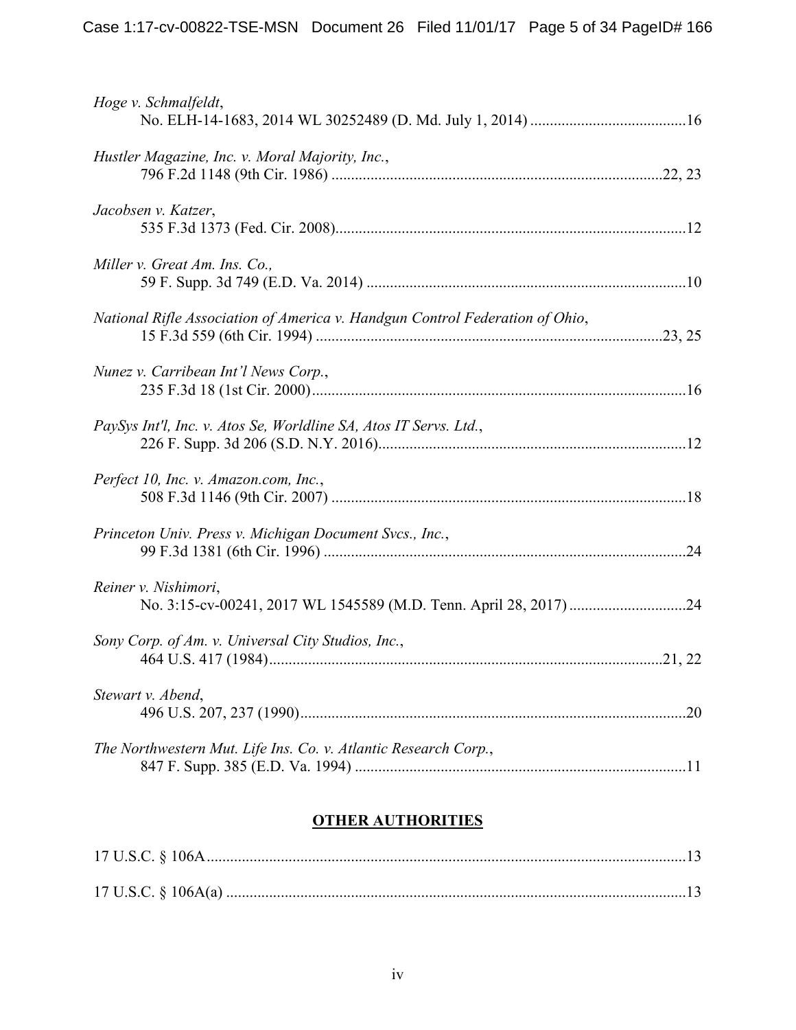*Hoge v. Schmalfeldt*,
No. ELH-14-1683, 2014 WL 30252489 (D. Md. July 1, 2014) ........................................16

*Hustler Magazine, Inc. v. Moral Majority, Inc.*,
796 F.2d 1148 (9th Cir. 1986) ....................................................................................22, 23

*Jacobsen v. Katzer*,
535 F.3d 1373 (Fed. Cir. 2008).........................................................................................12

*Miller v. Great Am. Ins. Co.,*
59 F. Supp. 3d 749 (E.D. Va. 2014) .................................................................................10

*National Rifle Association of America v. Handgun Control Federation of Ohio*,
15 F.3d 559 (6th Cir. 1994) .........................................................................................23, 25

*Nunez v. Carribean Int'l News Corp.*,
235 F.3d 18 (1st Cir. 2000)................................................................................................16

*PaySys Int'l, Inc. v. Atos Se, Worldline SA, Atos IT Servs. Ltd.*,
226 F. Supp. 3d 206 (S.D. N.Y. 2016)..............................................................................12

*Perfect 10, Inc. v. Amazon.com, Inc.*,
508 F.3d 1146 (9th Cir. 2007) ..........................................................................................18

*Princeton Univ. Press v. Michigan Document Svcs., Inc.*,
99 F.3d 1381 (6th Cir. 1996) ............................................................................................24

*Reiner v. Nishimori*,
No. 3:15-cv-00241, 2017 WL 1545589 (M.D. Tenn. April 28, 2017) .............................24

*Sony Corp. of Am. v. Universal City Studios, Inc.*,
464 U.S. 417 (1984).....................................................................................................21, 22

*Stewart v. Abend*,
496 U.S. 207, 237 (1990)..................................................................................................20

*The Northwestern Mut. Life Ins. Co. v. Atlantic Research Corp.*,
847 F. Supp. 385 (E.D. Va. 1994) ....................................................................................11

## OTHER AUTHORITIES

17 U.S.C. § 106A..........................................................................................................................13

17 U.S.C. § 106A(a) ....................................................................................................................13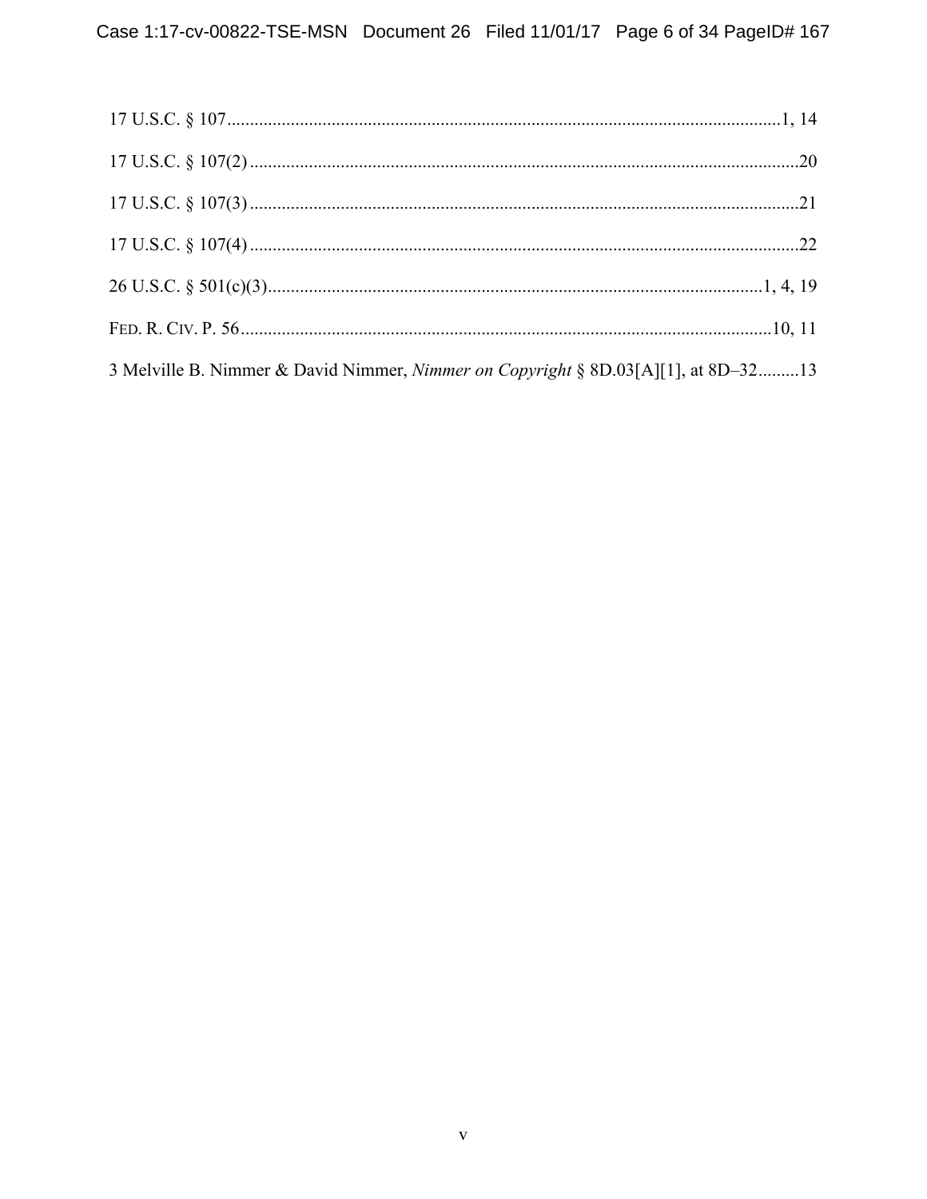17 U.S.C. § 107..........................................................................................................................1, 14

17 U.S.C. § 107(2) ........................................................................................................................20

17 U.S.C. § 107(3) ........................................................................................................................21

17 U.S.C. § 107(4) ........................................................................................................................22

26 U.S.C. § 501(c)(3).............................................................................................................1, 4, 19

FED. R. CIV. P. 56.....................................................................................................................10, 11

3 Melville B. Nimmer & David Nimmer, *Nimmer on Copyright* § 8D.03[A][1], at 8D–32.........13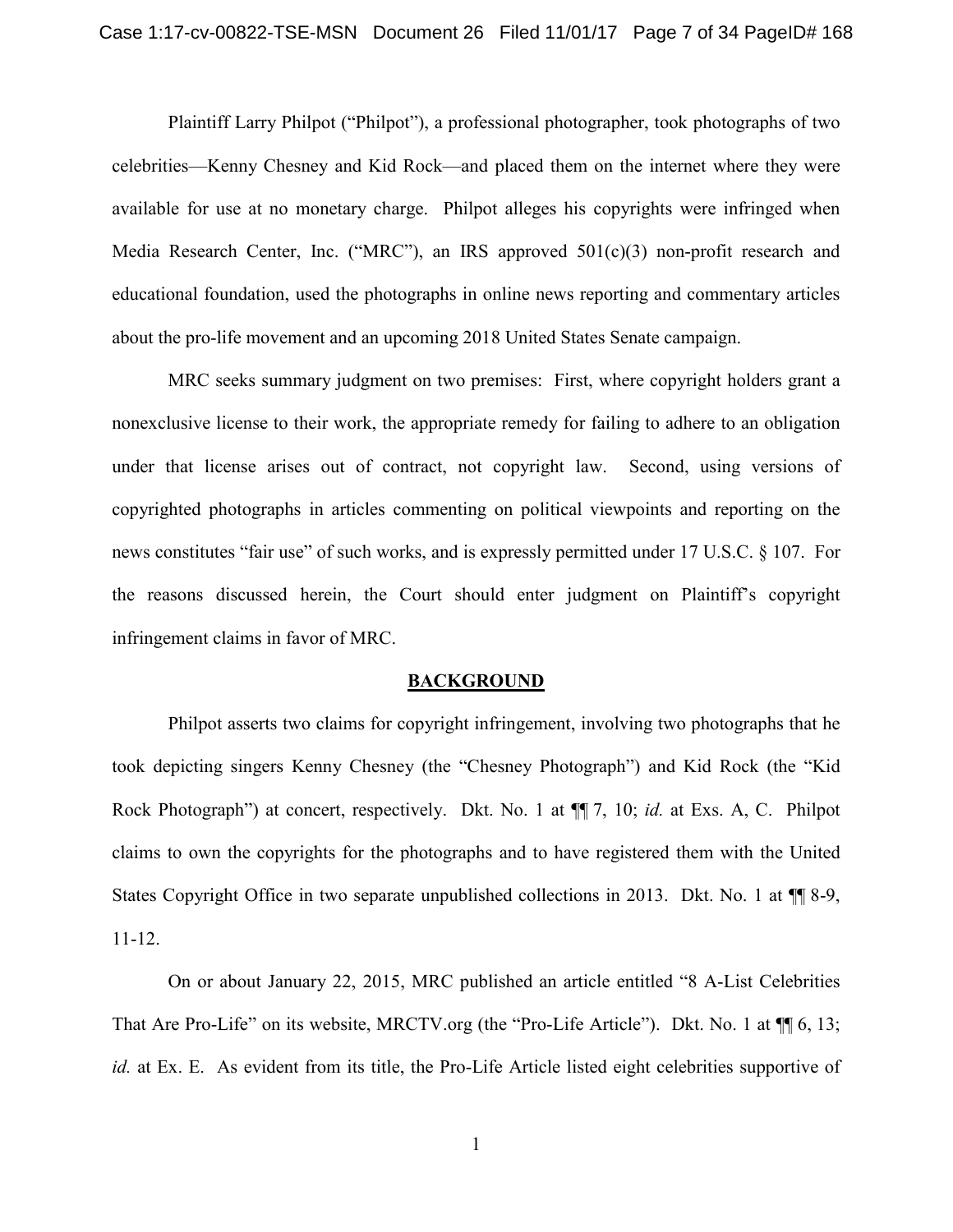Plaintiff Larry Philpot ("Philpot"), a professional photographer, took photographs of two celebrities—Kenny Chesney and Kid Rock—and placed them on the internet where they were available for use at no monetary charge. Philpot alleges his copyrights were infringed when Media Research Center, Inc. ("MRC"), an IRS approved 501(c)(3) non-profit research and educational foundation, used the photographs in online news reporting and commentary articles about the pro-life movement and an upcoming 2018 United States Senate campaign.

MRC seeks summary judgment on two premises: First, where copyright holders grant a nonexclusive license to their work, the appropriate remedy for failing to adhere to an obligation under that license arises out of contract, not copyright law. Second, using versions of copyrighted photographs in articles commenting on political viewpoints and reporting on the news constitutes "fair use" of such works, and is expressly permitted under 17 U.S.C. § 107. For the reasons discussed herein, the Court should enter judgment on Plaintiff's copyright infringement claims in favor of MRC.

## BACKGROUND

Philpot asserts two claims for copyright infringement, involving two photographs that he took depicting singers Kenny Chesney (the "Chesney Photograph") and Kid Rock (the "Kid Rock Photograph") at concert, respectively. Dkt. No. 1 at ¶¶ 7, 10; *id.* at Exs. A, C. Philpot claims to own the copyrights for the photographs and to have registered them with the United States Copyright Office in two separate unpublished collections in 2013. Dkt. No. 1 at ¶¶ 8-9, 11-12.

On or about January 22, 2015, MRC published an article entitled "8 A-List Celebrities That Are Pro-Life" on its website, MRCTV.org (the "Pro-Life Article"). Dkt. No. 1 at ¶¶ 6, 13; *id.* at Ex. E. As evident from its title, the Pro-Life Article listed eight celebrities supportive of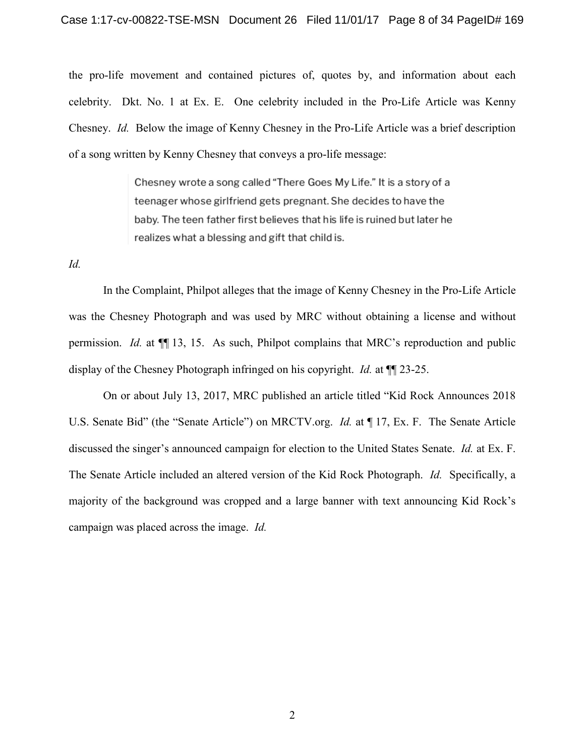the pro-life movement and contained pictures of, quotes by, and information about each celebrity. Dkt. No. 1 at Ex. E. One celebrity included in the Pro-Life Article was Kenny Chesney. *Id.* Below the image of Kenny Chesney in the Pro-Life Article was a brief description of a song written by Kenny Chesney that conveys a pro-life message:

> Chesney wrote a song called "There Goes My Life." It is a story of a teenager whose girlfriend gets pregnant. She decides to have the baby. The teen father first believes that his life is ruined but later he realizes what a blessing and gift that child is.

*Id.*

In the Complaint, Philpot alleges that the image of Kenny Chesney in the Pro-Life Article was the Chesney Photograph and was used by MRC without obtaining a license and without permission. *Id.* at ¶¶ 13, 15. As such, Philpot complains that MRC's reproduction and public display of the Chesney Photograph infringed on his copyright. *Id.* at ¶¶ 23-25.

On or about July 13, 2017, MRC published an article titled "Kid Rock Announces 2018 U.S. Senate Bid" (the "Senate Article") on MRCTV.org. *Id.* at ¶ 17, Ex. F. The Senate Article discussed the singer's announced campaign for election to the United States Senate. *Id.* at Ex. F. The Senate Article included an altered version of the Kid Rock Photograph. *Id.* Specifically, a majority of the background was cropped and a large banner with text announcing Kid Rock's campaign was placed across the image. *Id.*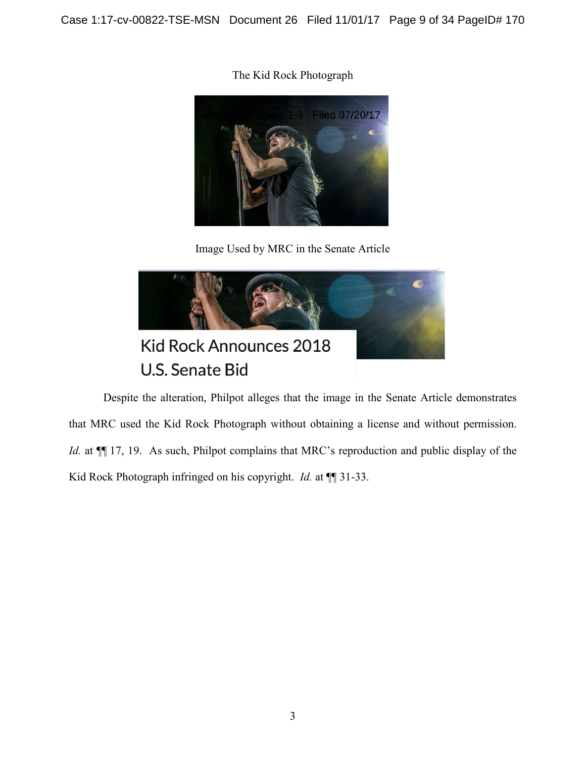The Kid Rock Photograph

Image Used by MRC in the Senate Article

Despite the alteration, Philpot alleges that the image in the Senate Article demonstrates that MRC used the Kid Rock Photograph without obtaining a license and without permission. *Id.* at ¶¶ 17, 19. As such, Philpot complains that MRC's reproduction and public display of the Kid Rock Photograph infringed on his copyright. *Id.* at ¶¶ 31-33.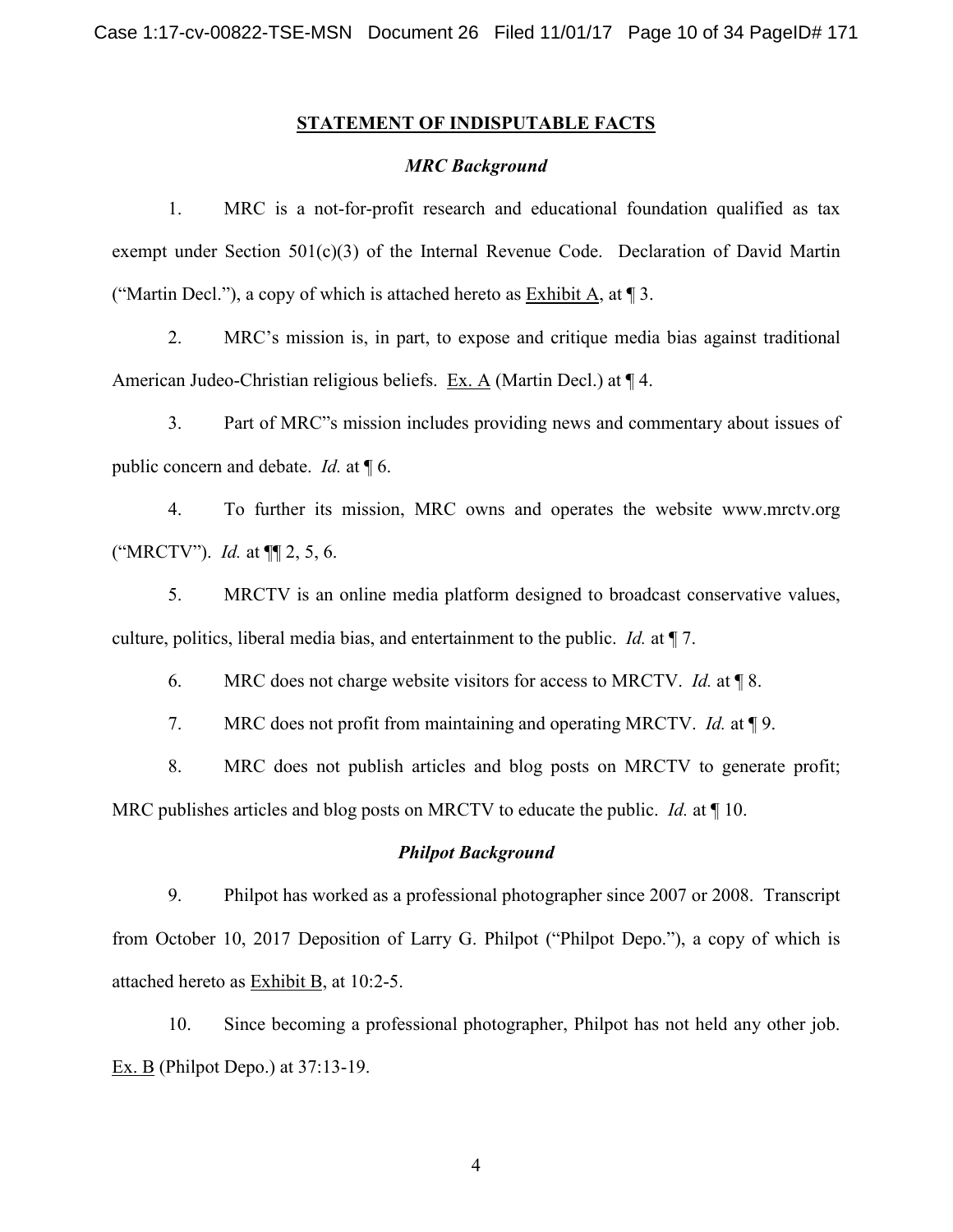## STATEMENT OF INDISPUTABLE FACTS

### *MRC Background*

1. MRC is a not-for-profit research and educational foundation qualified as tax exempt under Section 501(c)(3) of the Internal Revenue Code. Declaration of David Martin ("Martin Decl."), a copy of which is attached hereto as Exhibit A, at ¶ 3.

2. MRC's mission is, in part, to expose and critique media bias against traditional American Judeo-Christian religious beliefs. Ex. A (Martin Decl.) at ¶ 4.

3. Part of MRC"s mission includes providing news and commentary about issues of public concern and debate. *Id.* at ¶ 6.

4. To further its mission, MRC owns and operates the website www.mrctv.org ("MRCTV"). *Id.* at ¶¶ 2, 5, 6.

5. MRCTV is an online media platform designed to broadcast conservative values, culture, politics, liberal media bias, and entertainment to the public. *Id.* at ¶ 7.

6. MRC does not charge website visitors for access to MRCTV. *Id.* at ¶ 8.

7. MRC does not profit from maintaining and operating MRCTV. *Id.* at ¶ 9.

8. MRC does not publish articles and blog posts on MRCTV to generate profit; MRC publishes articles and blog posts on MRCTV to educate the public. *Id.* at ¶ 10.

### *Philpot Background*

9. Philpot has worked as a professional photographer since 2007 or 2008. Transcript from October 10, 2017 Deposition of Larry G. Philpot ("Philpot Depo."), a copy of which is attached hereto as Exhibit B, at 10:2-5.

10. Since becoming a professional photographer, Philpot has not held any other job. Ex. B (Philpot Depo.) at 37:13-19.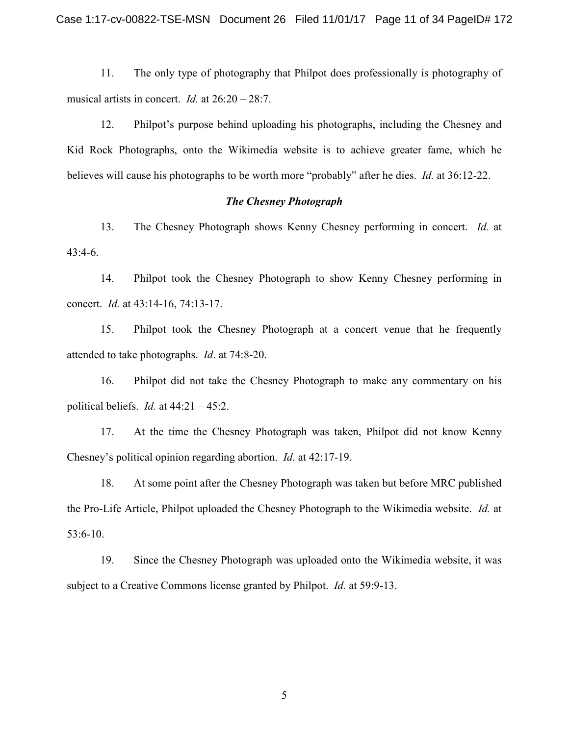11. The only type of photography that Philpot does professionally is photography of musical artists in concert. *Id.* at 26:20 – 28:7.

12. Philpot's purpose behind uploading his photographs, including the Chesney and Kid Rock Photographs, onto the Wikimedia website is to achieve greater fame, which he believes will cause his photographs to be worth more "probably" after he dies. *Id.* at 36:12-22.

### *The Chesney Photograph*

13. The Chesney Photograph shows Kenny Chesney performing in concert. *Id.* at 43:4-6.

14. Philpot took the Chesney Photograph to show Kenny Chesney performing in concert. *Id.* at 43:14-16, 74:13-17.

15. Philpot took the Chesney Photograph at a concert venue that he frequently attended to take photographs. *Id*. at 74:8-20.

16. Philpot did not take the Chesney Photograph to make any commentary on his political beliefs. *Id.* at 44:21 – 45:2.

17. At the time the Chesney Photograph was taken, Philpot did not know Kenny Chesney's political opinion regarding abortion. *Id.* at 42:17-19.

18. At some point after the Chesney Photograph was taken but before MRC published the Pro-Life Article, Philpot uploaded the Chesney Photograph to the Wikimedia website. *Id.* at 53:6-10.

19. Since the Chesney Photograph was uploaded onto the Wikimedia website, it was subject to a Creative Commons license granted by Philpot. *Id.* at 59:9-13.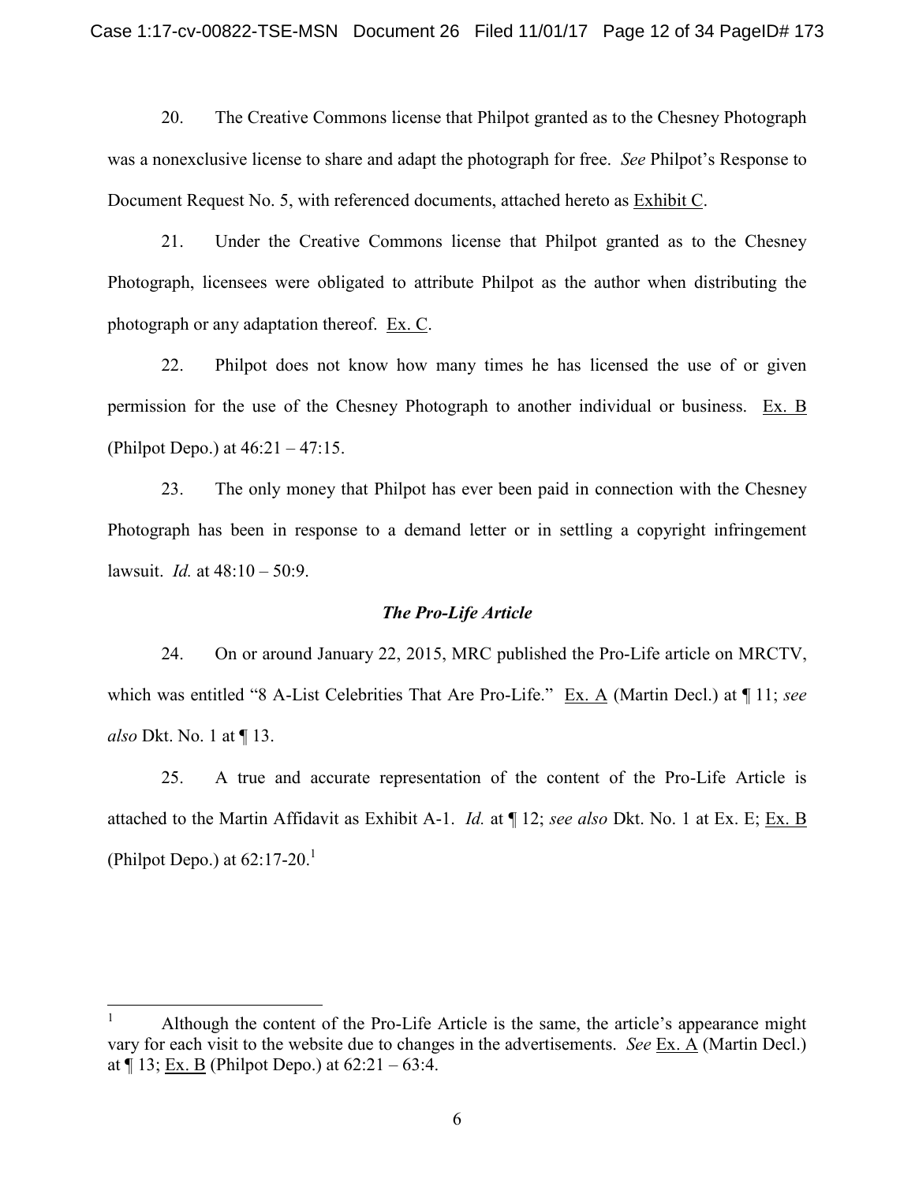20. The Creative Commons license that Philpot granted as to the Chesney Photograph was a nonexclusive license to share and adapt the photograph for free. *See* Philpot's Response to Document Request No. 5, with referenced documents, attached hereto as Exhibit C.

21. Under the Creative Commons license that Philpot granted as to the Chesney Photograph, licensees were obligated to attribute Philpot as the author when distributing the photograph or any adaptation thereof. Ex. C.

22. Philpot does not know how many times he has licensed the use of or given permission for the use of the Chesney Photograph to another individual or business. Ex. B (Philpot Depo.) at 46:21 – 47:15.

23. The only money that Philpot has ever been paid in connection with the Chesney Photograph has been in response to a demand letter or in settling a copyright infringement lawsuit. *Id.* at 48:10 – 50:9.

### *The Pro-Life Article*

24. On or around January 22, 2015, MRC published the Pro-Life article on MRCTV, which was entitled "8 A-List Celebrities That Are Pro-Life." Ex. A (Martin Decl.) at ¶ 11; *see also* Dkt. No. 1 at ¶ 13.

25. A true and accurate representation of the content of the Pro-Life Article is attached to the Martin Affidavit as Exhibit A-1. *Id.* at ¶ 12; *see also* Dkt. No. 1 at Ex. E; Ex. B (Philpot Depo.) at 62:17-20.[1]

---

[1] Although the content of the Pro-Life Article is the same, the article's appearance might vary for each visit to the website due to changes in the advertisements. *See* Ex. A (Martin Decl.) at ¶ 13; Ex. B (Philpot Depo.) at 62:21 – 63:4.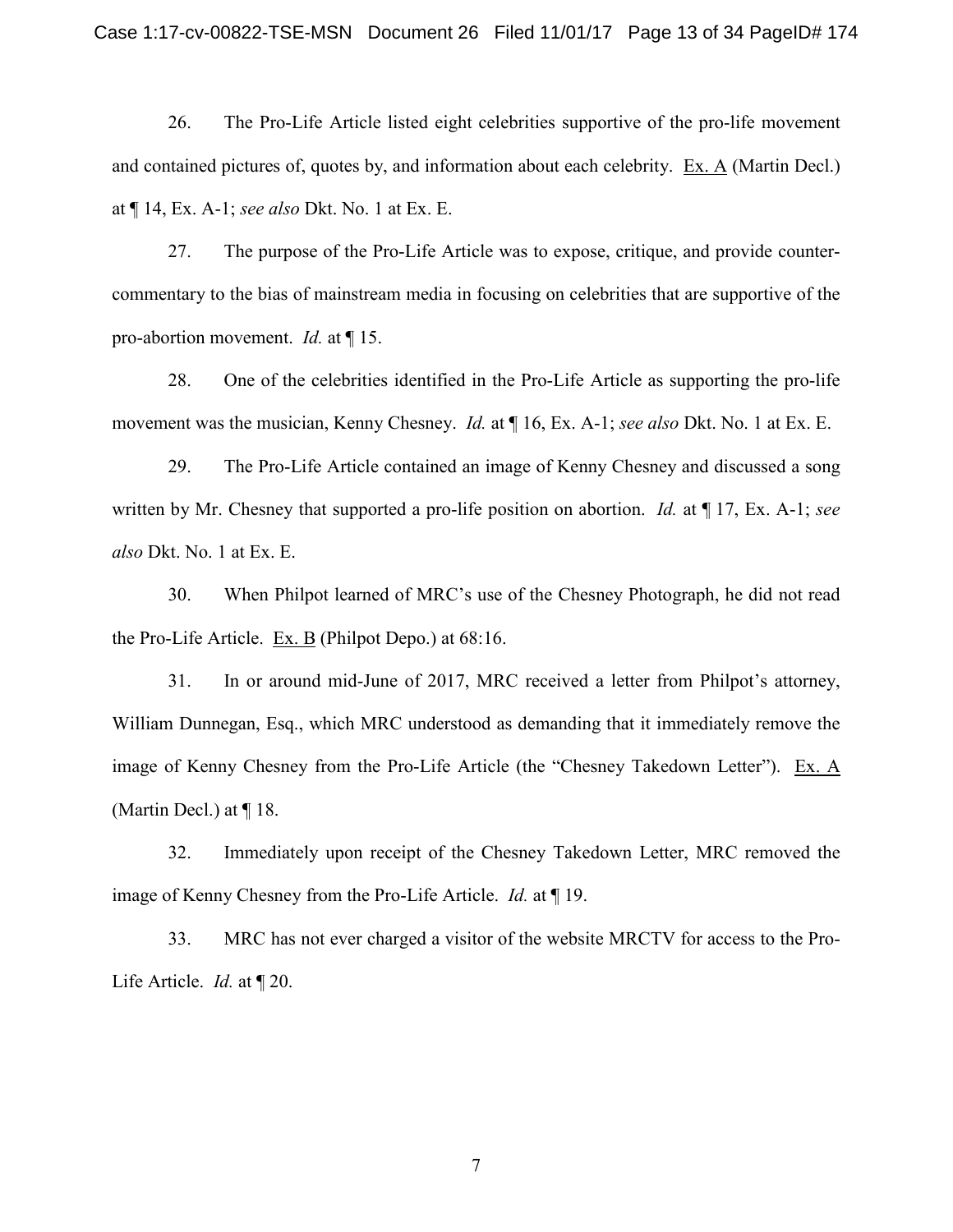26. The Pro-Life Article listed eight celebrities supportive of the pro-life movement and contained pictures of, quotes by, and information about each celebrity. Ex. A (Martin Decl.) at ¶ 14, Ex. A-1; *see also* Dkt. No. 1 at Ex. E.

27. The purpose of the Pro-Life Article was to expose, critique, and provide counter-commentary to the bias of mainstream media in focusing on celebrities that are supportive of the pro-abortion movement. *Id.* at ¶ 15.

28. One of the celebrities identified in the Pro-Life Article as supporting the pro-life movement was the musician, Kenny Chesney. *Id.* at ¶ 16, Ex. A-1; *see also* Dkt. No. 1 at Ex. E.

29. The Pro-Life Article contained an image of Kenny Chesney and discussed a song written by Mr. Chesney that supported a pro-life position on abortion. *Id.* at ¶ 17, Ex. A-1; *see also* Dkt. No. 1 at Ex. E.

30. When Philpot learned of MRC's use of the Chesney Photograph, he did not read the Pro-Life Article. Ex. B (Philpot Depo.) at 68:16.

31. In or around mid-June of 2017, MRC received a letter from Philpot's attorney, William Dunnegan, Esq., which MRC understood as demanding that it immediately remove the image of Kenny Chesney from the Pro-Life Article (the "Chesney Takedown Letter"). Ex. A (Martin Decl.) at ¶ 18.

32. Immediately upon receipt of the Chesney Takedown Letter, MRC removed the image of Kenny Chesney from the Pro-Life Article. *Id.* at ¶ 19.

33. MRC has not ever charged a visitor of the website MRCTV for access to the Pro-Life Article. *Id.* at ¶ 20.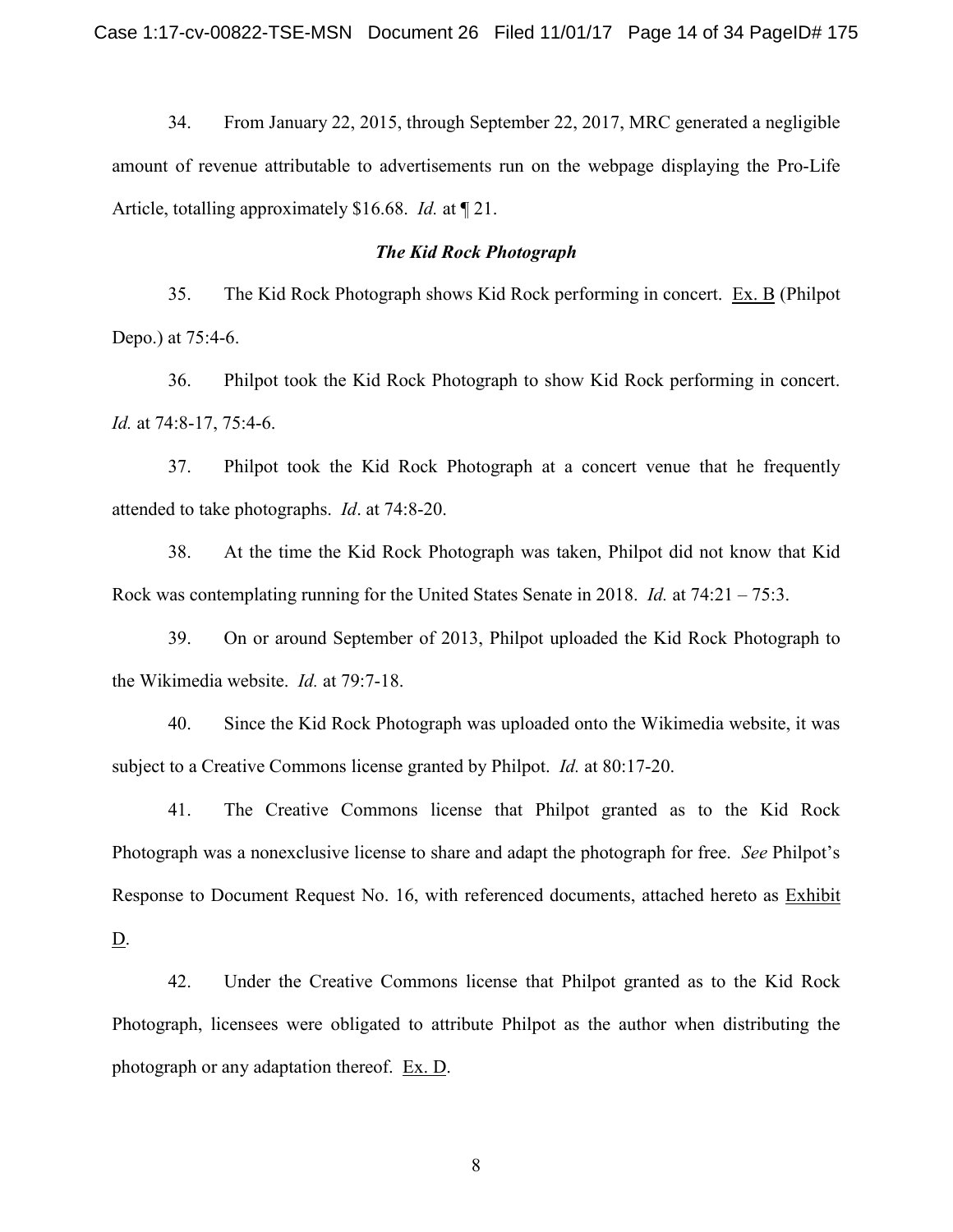34. From January 22, 2015, through September 22, 2017, MRC generated a negligible amount of revenue attributable to advertisements run on the webpage displaying the Pro-Life Article, totalling approximately $16.68. *Id.* at ¶ 21.

***The Kid Rock Photograph***

35. The Kid Rock Photograph shows Kid Rock performing in concert. Ex. B (Philpot Depo.) at 75:4-6.

36. Philpot took the Kid Rock Photograph to show Kid Rock performing in concert. *Id.* at 74:8-17, 75:4-6.

37. Philpot took the Kid Rock Photograph at a concert venue that he frequently attended to take photographs. *Id*. at 74:8-20.

38. At the time the Kid Rock Photograph was taken, Philpot did not know that Kid Rock was contemplating running for the United States Senate in 2018. *Id.* at 74:21 – 75:3.

39. On or around September of 2013, Philpot uploaded the Kid Rock Photograph to the Wikimedia website. *Id.* at 79:7-18.

40. Since the Kid Rock Photograph was uploaded onto the Wikimedia website, it was subject to a Creative Commons license granted by Philpot. *Id.* at 80:17-20.

41. The Creative Commons license that Philpot granted as to the Kid Rock Photograph was a nonexclusive license to share and adapt the photograph for free. *See* Philpot's Response to Document Request No. 16, with referenced documents, attached hereto as Exhibit D.

42. Under the Creative Commons license that Philpot granted as to the Kid Rock Photograph, licensees were obligated to attribute Philpot as the author when distributing the photograph or any adaptation thereof. Ex. D.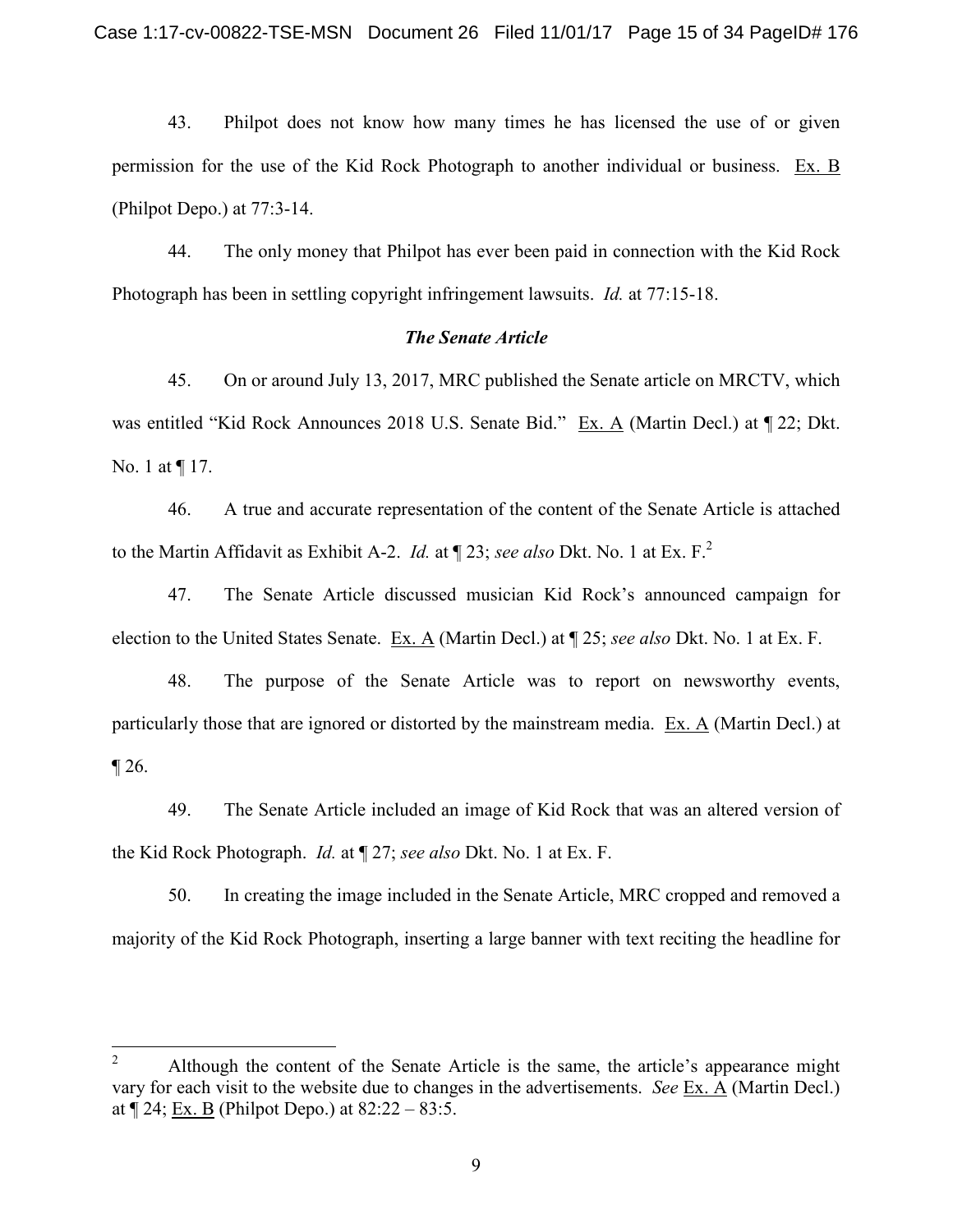43. Philpot does not know how many times he has licensed the use of or given permission for the use of the Kid Rock Photograph to another individual or business. Ex. B (Philpot Depo.) at 77:3-14.

44. The only money that Philpot has ever been paid in connection with the Kid Rock Photograph has been in settling copyright infringement lawsuits. *Id.* at 77:15-18.

### *The Senate Article*

45. On or around July 13, 2017, MRC published the Senate article on MRCTV, which was entitled "Kid Rock Announces 2018 U.S. Senate Bid." Ex. A (Martin Decl.) at ¶ 22; Dkt. No. 1 at ¶ 17.

46. A true and accurate representation of the content of the Senate Article is attached to the Martin Affidavit as Exhibit A-2. *Id.* at ¶ 23; *see also* Dkt. No. 1 at Ex. F.[2]

47. The Senate Article discussed musician Kid Rock's announced campaign for election to the United States Senate. Ex. A (Martin Decl.) at ¶ 25; *see also* Dkt. No. 1 at Ex. F.

48. The purpose of the Senate Article was to report on newsworthy events, particularly those that are ignored or distorted by the mainstream media. Ex. A (Martin Decl.) at ¶ 26.

49. The Senate Article included an image of Kid Rock that was an altered version of the Kid Rock Photograph. *Id.* at ¶ 27; *see also* Dkt. No. 1 at Ex. F.

50. In creating the image included in the Senate Article, MRC cropped and removed a majority of the Kid Rock Photograph, inserting a large banner with text reciting the headline for

---

[2] Although the content of the Senate Article is the same, the article's appearance might vary for each visit to the website due to changes in the advertisements. *See* Ex. A (Martin Decl.) at ¶ 24; Ex. B (Philpot Depo.) at 82:22 – 83:5.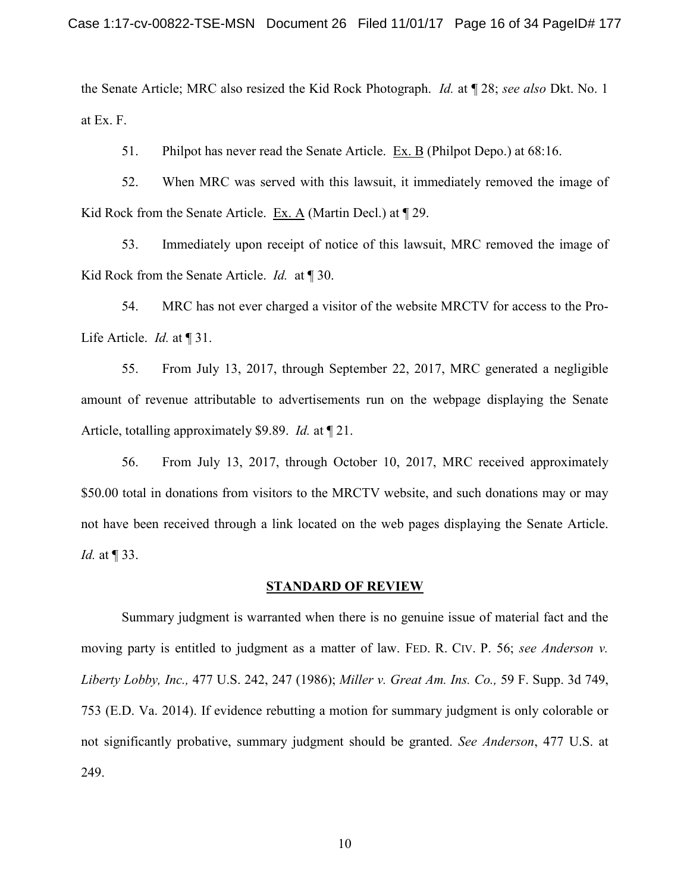the Senate Article; MRC also resized the Kid Rock Photograph. *Id.* at ¶ 28; *see also* Dkt. No. 1 at Ex. F.

51. Philpot has never read the Senate Article. Ex. B (Philpot Depo.) at 68:16.

52. When MRC was served with this lawsuit, it immediately removed the image of Kid Rock from the Senate Article. Ex. A (Martin Decl.) at ¶ 29.

53. Immediately upon receipt of notice of this lawsuit, MRC removed the image of Kid Rock from the Senate Article. *Id.* at ¶ 30.

54. MRC has not ever charged a visitor of the website MRCTV for access to the Pro-Life Article. *Id.* at ¶ 31.

55. From July 13, 2017, through September 22, 2017, MRC generated a negligible amount of revenue attributable to advertisements run on the webpage displaying the Senate Article, totalling approximately $9.89. *Id.* at ¶ 21.

56. From July 13, 2017, through October 10, 2017, MRC received approximately $50.00 total in donations from visitors to the MRCTV website, and such donations may or may not have been received through a link located on the web pages displaying the Senate Article. *Id.* at ¶ 33.

## STANDARD OF REVIEW

Summary judgment is warranted when there is no genuine issue of material fact and the moving party is entitled to judgment as a matter of law. FED. R. CIV. P. 56; *see Anderson v. Liberty Lobby, Inc.,* 477 U.S. 242, 247 (1986); *Miller v. Great Am. Ins. Co.,* 59 F. Supp. 3d 749, 753 (E.D. Va. 2014). If evidence rebutting a motion for summary judgment is only colorable or not significantly probative, summary judgment should be granted. *See Anderson*, 477 U.S. at 249.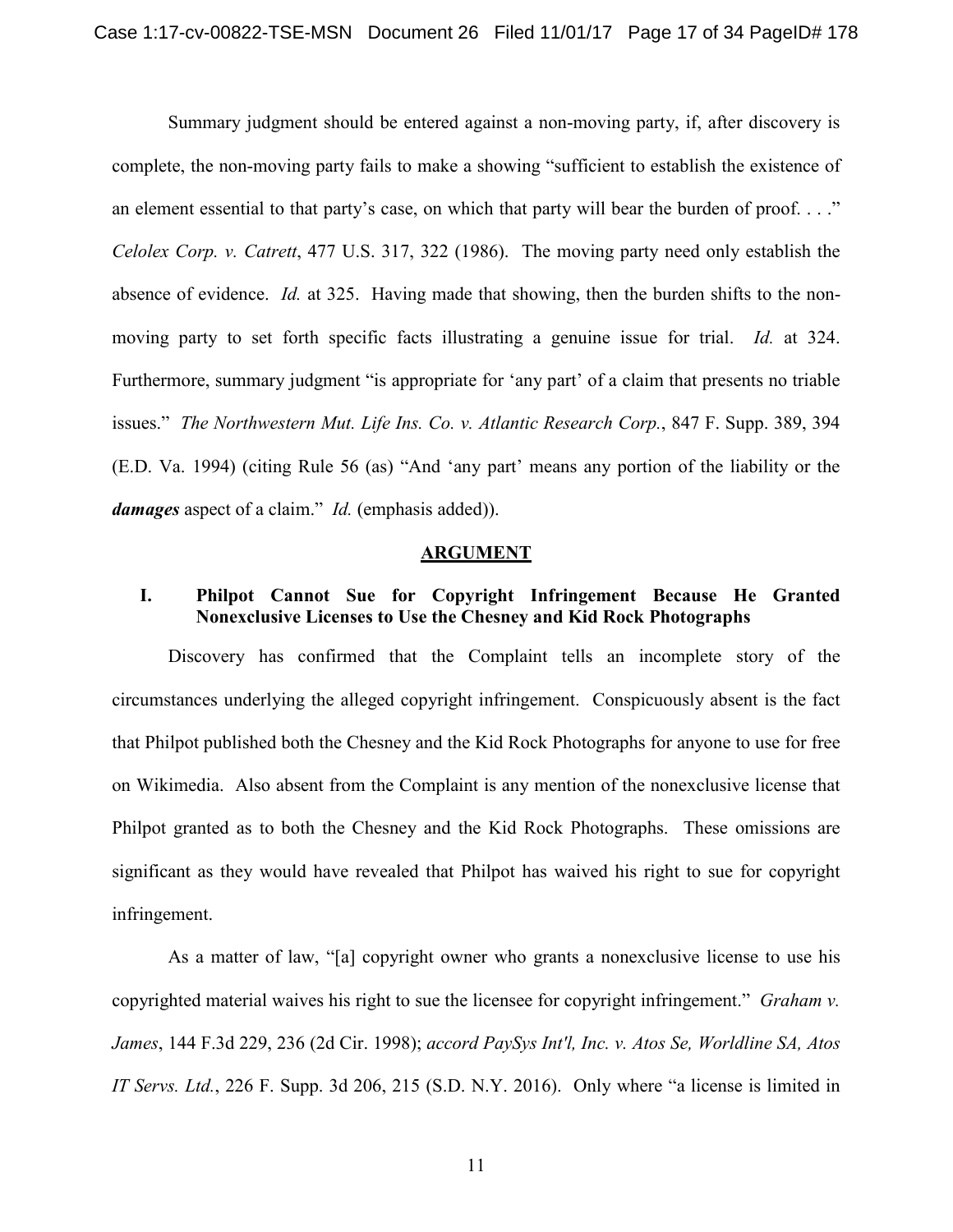Summary judgment should be entered against a non-moving party, if, after discovery is complete, the non-moving party fails to make a showing "sufficient to establish the existence of an element essential to that party's case, on which that party will bear the burden of proof. . . ." *Celolex Corp. v. Catrett*, 477 U.S. 317, 322 (1986). The moving party need only establish the absence of evidence. *Id.* at 325. Having made that showing, then the burden shifts to the non-moving party to set forth specific facts illustrating a genuine issue for trial. *Id.* at 324. Furthermore, summary judgment "is appropriate for 'any part' of a claim that presents no triable issues." *The Northwestern Mut. Life Ins. Co. v. Atlantic Research Corp.*, 847 F. Supp. 389, 394 (E.D. Va. 1994) (citing Rule 56 (as) "And 'any part' means any portion of the liability or the ***damages*** aspect of a claim." *Id.* (emphasis added)).

## ARGUMENT

### I. Philpot Cannot Sue for Copyright Infringement Because He Granted Nonexclusive Licenses to Use the Chesney and Kid Rock Photographs

Discovery has confirmed that the Complaint tells an incomplete story of the circumstances underlying the alleged copyright infringement. Conspicuously absent is the fact that Philpot published both the Chesney and the Kid Rock Photographs for anyone to use for free on Wikimedia. Also absent from the Complaint is any mention of the nonexclusive license that Philpot granted as to both the Chesney and the Kid Rock Photographs. These omissions are significant as they would have revealed that Philpot has waived his right to sue for copyright infringement.

As a matter of law, "[a] copyright owner who grants a nonexclusive license to use his copyrighted material waives his right to sue the licensee for copyright infringement." *Graham v. James*, 144 F.3d 229, 236 (2d Cir. 1998); *accord PaySys Int'l, Inc. v. Atos Se, Worldline SA, Atos IT Servs. Ltd.*, 226 F. Supp. 3d 206, 215 (S.D. N.Y. 2016). Only where "a license is limited in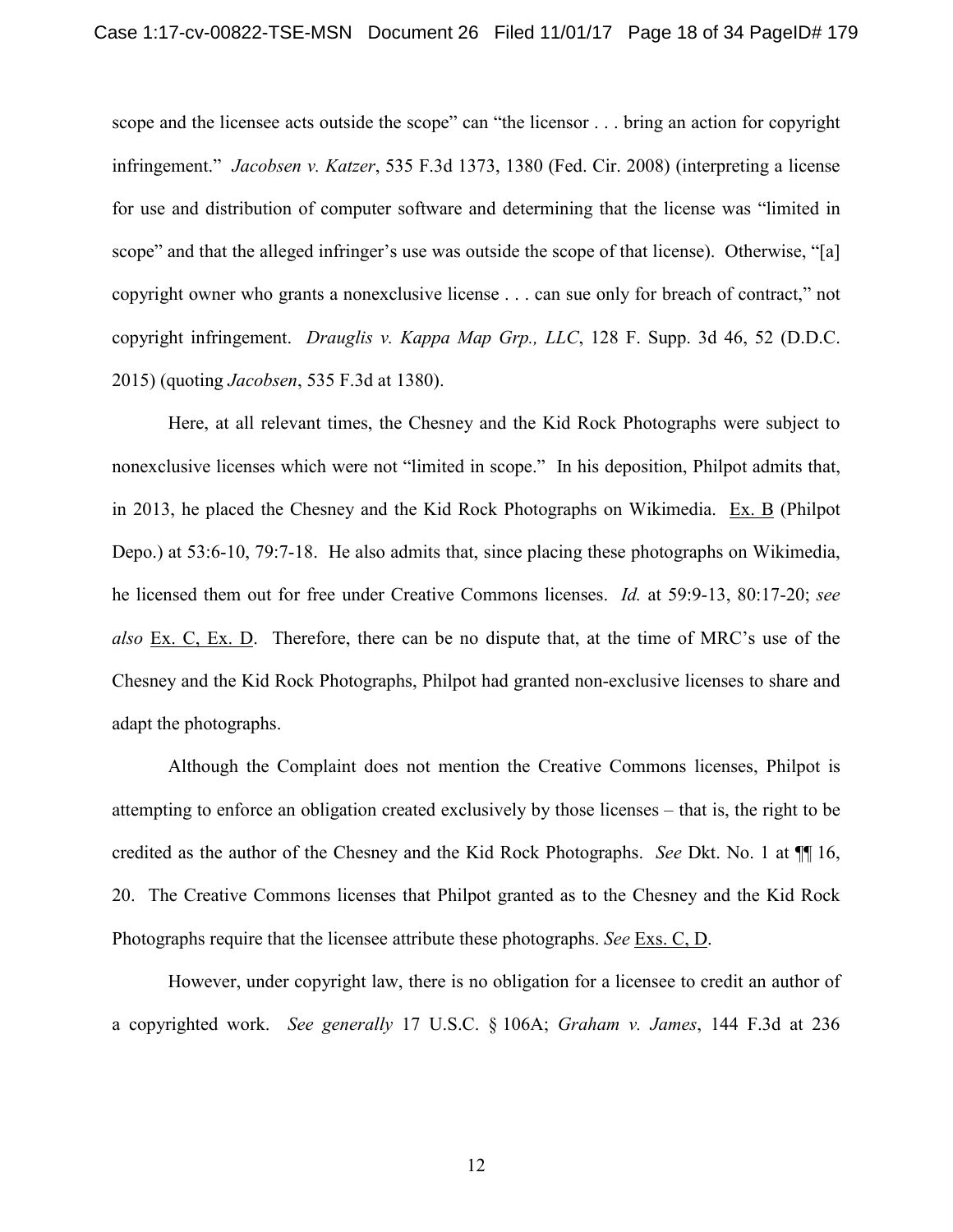scope and the licensee acts outside the scope" can "the licensor . . . bring an action for copyright infringement." *Jacobsen v. Katzer*, 535 F.3d 1373, 1380 (Fed. Cir. 2008) (interpreting a license for use and distribution of computer software and determining that the license was "limited in scope" and that the alleged infringer's use was outside the scope of that license). Otherwise, "[a] copyright owner who grants a nonexclusive license . . . can sue only for breach of contract," not copyright infringement. *Drauglis v. Kappa Map Grp., LLC*, 128 F. Supp. 3d 46, 52 (D.D.C. 2015) (quoting *Jacobsen*, 535 F.3d at 1380).

Here, at all relevant times, the Chesney and the Kid Rock Photographs were subject to nonexclusive licenses which were not "limited in scope." In his deposition, Philpot admits that, in 2013, he placed the Chesney and the Kid Rock Photographs on Wikimedia. Ex. B (Philpot Depo.) at 53:6-10, 79:7-18. He also admits that, since placing these photographs on Wikimedia, he licensed them out for free under Creative Commons licenses. *Id.* at 59:9-13, 80:17-20; *see also* Ex. C, Ex. D. Therefore, there can be no dispute that, at the time of MRC's use of the Chesney and the Kid Rock Photographs, Philpot had granted non-exclusive licenses to share and adapt the photographs.

Although the Complaint does not mention the Creative Commons licenses, Philpot is attempting to enforce an obligation created exclusively by those licenses – that is, the right to be credited as the author of the Chesney and the Kid Rock Photographs. *See* Dkt. No. 1 at ¶¶ 16, 20. The Creative Commons licenses that Philpot granted as to the Chesney and the Kid Rock Photographs require that the licensee attribute these photographs. *See* Exs. C, D.

However, under copyright law, there is no obligation for a licensee to credit an author of a copyrighted work. *See generally* 17 U.S.C. § 106A; *Graham v. James*, 144 F.3d at 236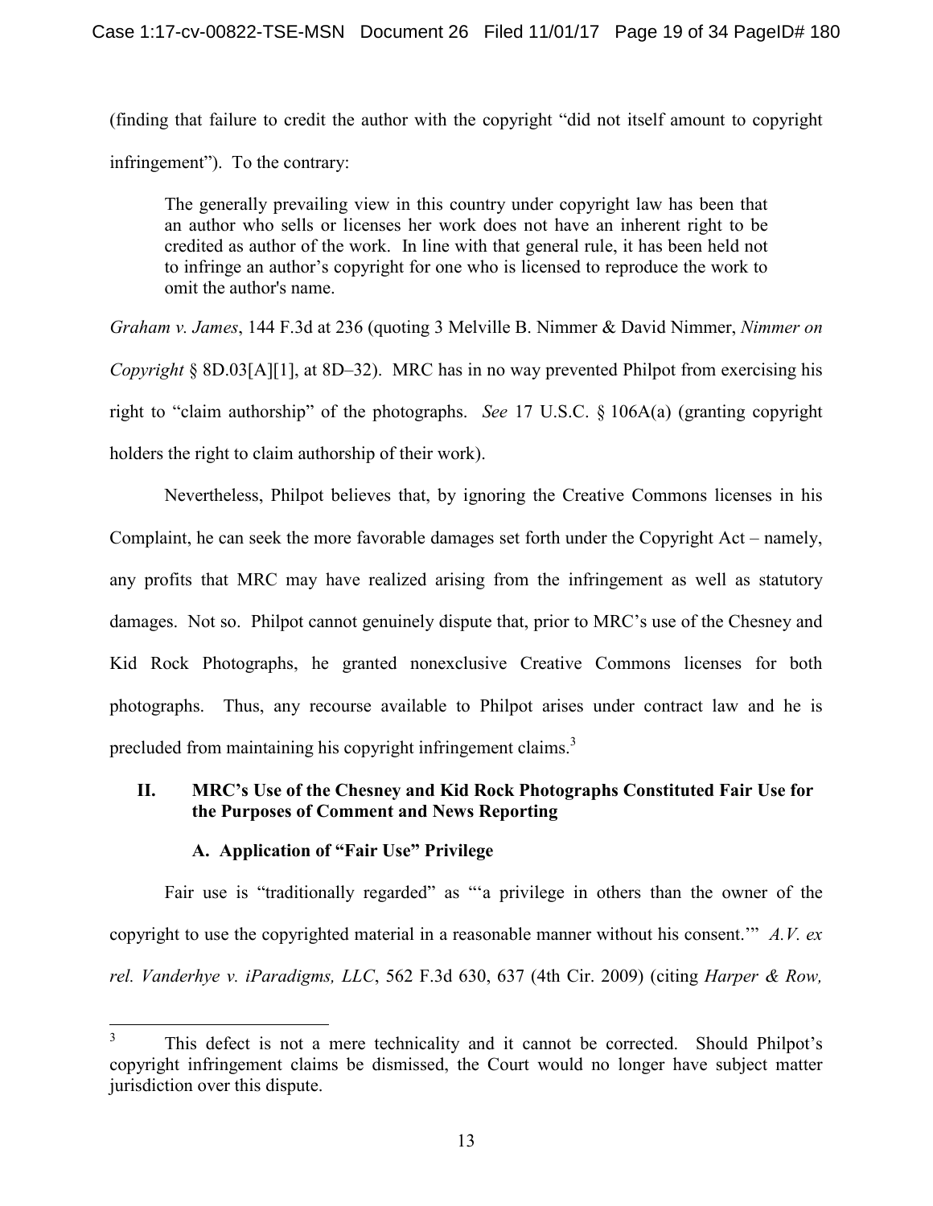(finding that failure to credit the author with the copyright "did not itself amount to copyright infringement"). To the contrary:

> The generally prevailing view in this country under copyright law has been that an author who sells or licenses her work does not have an inherent right to be credited as author of the work. In line with that general rule, it has been held not to infringe an author's copyright for one who is licensed to reproduce the work to omit the author's name.

*Graham v. James*, 144 F.3d at 236 (quoting 3 Melville B. Nimmer & David Nimmer, *Nimmer on Copyright* § 8D.03[A][1], at 8D–32). MRC has in no way prevented Philpot from exercising his right to "claim authorship" of the photographs. *See* 17 U.S.C. § 106A(a) (granting copyright holders the right to claim authorship of their work).

Nevertheless, Philpot believes that, by ignoring the Creative Commons licenses in his Complaint, he can seek the more favorable damages set forth under the Copyright Act – namely, any profits that MRC may have realized arising from the infringement as well as statutory damages. Not so. Philpot cannot genuinely dispute that, prior to MRC's use of the Chesney and Kid Rock Photographs, he granted nonexclusive Creative Commons licenses for both photographs. Thus, any recourse available to Philpot arises under contract law and he is precluded from maintaining his copyright infringement claims.[3]

## II. MRC's Use of the Chesney and Kid Rock Photographs Constituted Fair Use for the Purposes of Comment and News Reporting

### A. Application of "Fair Use" Privilege

Fair use is "traditionally regarded" as "'a privilege in others than the owner of the copyright to use the copyrighted material in a reasonable manner without his consent.'" *A.V. ex rel. Vanderhye v. iParadigms, LLC*, 562 F.3d 630, 637 (4th Cir. 2009) (citing *Harper & Row,*

---

[3] This defect is not a mere technicality and it cannot be corrected. Should Philpot's copyright infringement claims be dismissed, the Court would no longer have subject matter jurisdiction over this dispute.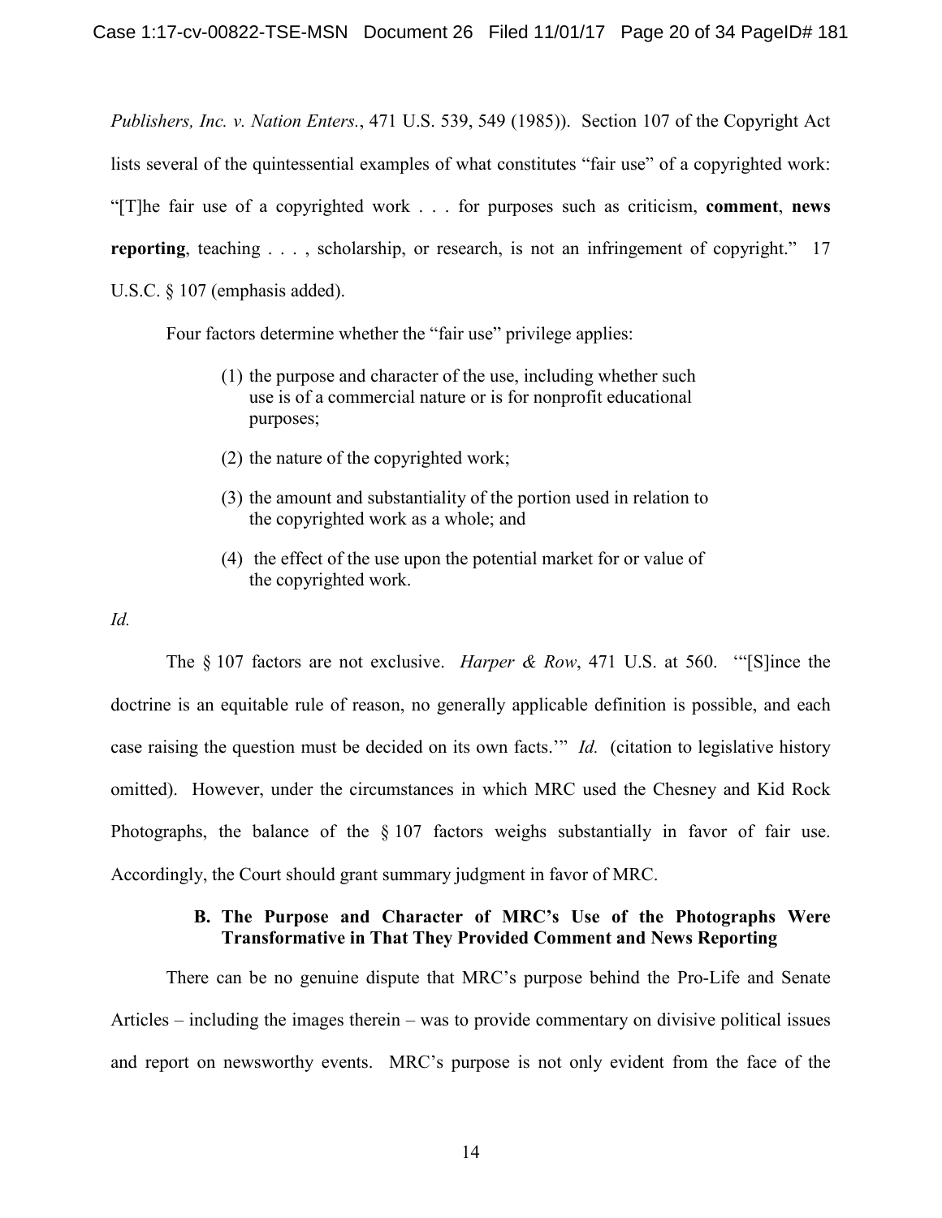*Publishers, Inc. v. Nation Enters.*, 471 U.S. 539, 549 (1985)). Section 107 of the Copyright Act lists several of the quintessential examples of what constitutes "fair use" of a copyrighted work: "[T]he fair use of a copyrighted work . . . for purposes such as criticism, **comment**, **news reporting**, teaching . . . , scholarship, or research, is not an infringement of copyright." 17 U.S.C. § 107 (emphasis added).

Four factors determine whether the "fair use" privilege applies:

> (1) the purpose and character of the use, including whether such use is of a commercial nature or is for nonprofit educational purposes;
>
> (2) the nature of the copyrighted work;
>
> (3) the amount and substantiality of the portion used in relation to the copyrighted work as a whole; and
>
> (4) the effect of the use upon the potential market for or value of the copyrighted work.

*Id.*

The § 107 factors are not exclusive. *Harper & Row*, 471 U.S. at 560. "'[S]ince the doctrine is an equitable rule of reason, no generally applicable definition is possible, and each case raising the question must be decided on its own facts.'" *Id.* (citation to legislative history omitted). However, under the circumstances in which MRC used the Chesney and Kid Rock Photographs, the balance of the § 107 factors weighs substantially in favor of fair use. Accordingly, the Court should grant summary judgment in favor of MRC.

### B. The Purpose and Character of MRC's Use of the Photographs Were Transformative in That They Provided Comment and News Reporting

There can be no genuine dispute that MRC's purpose behind the Pro-Life and Senate Articles – including the images therein – was to provide commentary on divisive political issues and report on newsworthy events. MRC's purpose is not only evident from the face of the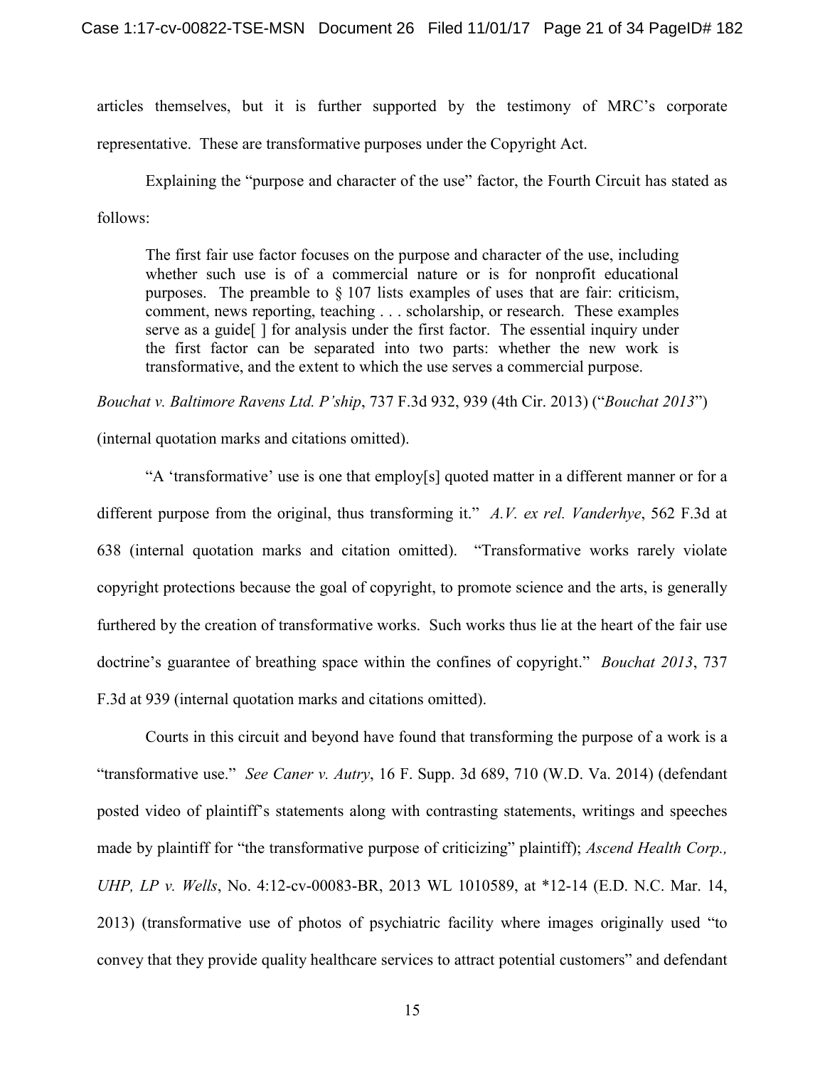articles themselves, but it is further supported by the testimony of MRC's corporate representative. These are transformative purposes under the Copyright Act.

Explaining the "purpose and character of the use" factor, the Fourth Circuit has stated as follows:

> The first fair use factor focuses on the purpose and character of the use, including whether such use is of a commercial nature or is for nonprofit educational purposes. The preamble to § 107 lists examples of uses that are fair: criticism, comment, news reporting, teaching . . . scholarship, or research. These examples serve as a guide[ ] for analysis under the first factor. The essential inquiry under the first factor can be separated into two parts: whether the new work is transformative, and the extent to which the use serves a commercial purpose.

*Bouchat v. Baltimore Ravens Ltd. P'ship*, 737 F.3d 932, 939 (4th Cir. 2013) ("*Bouchat 2013*") (internal quotation marks and citations omitted).

"A 'transformative' use is one that employ[s] quoted matter in a different manner or for a different purpose from the original, thus transforming it." *A.V. ex rel. Vanderhye*, 562 F.3d at 638 (internal quotation marks and citation omitted). "Transformative works rarely violate copyright protections because the goal of copyright, to promote science and the arts, is generally furthered by the creation of transformative works. Such works thus lie at the heart of the fair use doctrine's guarantee of breathing space within the confines of copyright." *Bouchat 2013*, 737 F.3d at 939 (internal quotation marks and citations omitted).

Courts in this circuit and beyond have found that transforming the purpose of a work is a "transformative use." *See Caner v. Autry*, 16 F. Supp. 3d 689, 710 (W.D. Va. 2014) (defendant posted video of plaintiff's statements along with contrasting statements, writings and speeches made by plaintiff for "the transformative purpose of criticizing" plaintiff); *Ascend Health Corp., UHP, LP v. Wells*, No. 4:12-cv-00083-BR, 2013 WL 1010589, at *12-14 (E.D. N.C. Mar. 14, 2013) (transformative use of photos of psychiatric facility where images originally used "to convey that they provide quality healthcare services to attract potential customers" and defendant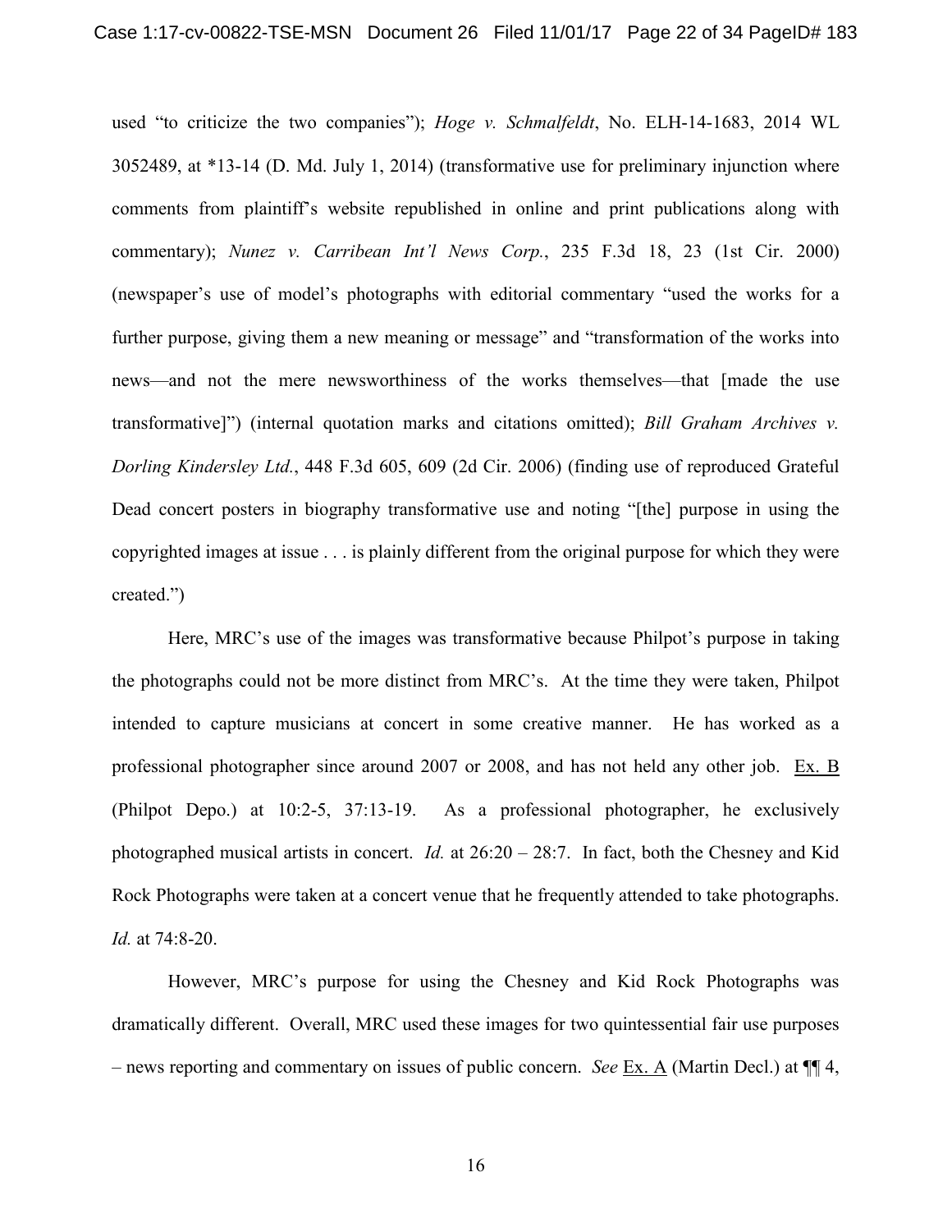used "to criticize the two companies"); *Hoge v. Schmalfeldt*, No. ELH-14-1683, 2014 WL 3052489, at *13-14 (D. Md. July 1, 2014) (transformative use for preliminary injunction where comments from plaintiff's website republished in online and print publications along with commentary); *Nunez v. Carribean Int'l News Corp.*, 235 F.3d 18, 23 (1st Cir. 2000) (newspaper's use of model's photographs with editorial commentary "used the works for a further purpose, giving them a new meaning or message" and "transformation of the works into news—and not the mere newsworthiness of the works themselves—that [made the use transformative]") (internal quotation marks and citations omitted); *Bill Graham Archives v. Dorling Kindersley Ltd.*, 448 F.3d 605, 609 (2d Cir. 2006) (finding use of reproduced Grateful Dead concert posters in biography transformative use and noting "[the] purpose in using the copyrighted images at issue . . . is plainly different from the original purpose for which they were created.")

Here, MRC's use of the images was transformative because Philpot's purpose in taking the photographs could not be more distinct from MRC's. At the time they were taken, Philpot intended to capture musicians at concert in some creative manner. He has worked as a professional photographer since around 2007 or 2008, and has not held any other job. Ex. B (Philpot Depo.) at 10:2-5, 37:13-19. As a professional photographer, he exclusively photographed musical artists in concert. *Id.* at 26:20 – 28:7. In fact, both the Chesney and Kid Rock Photographs were taken at a concert venue that he frequently attended to take photographs. *Id.* at 74:8-20.

However, MRC's purpose for using the Chesney and Kid Rock Photographs was dramatically different. Overall, MRC used these images for two quintessential fair use purposes – news reporting and commentary on issues of public concern. *See* Ex. A (Martin Decl.) at ¶¶ 4,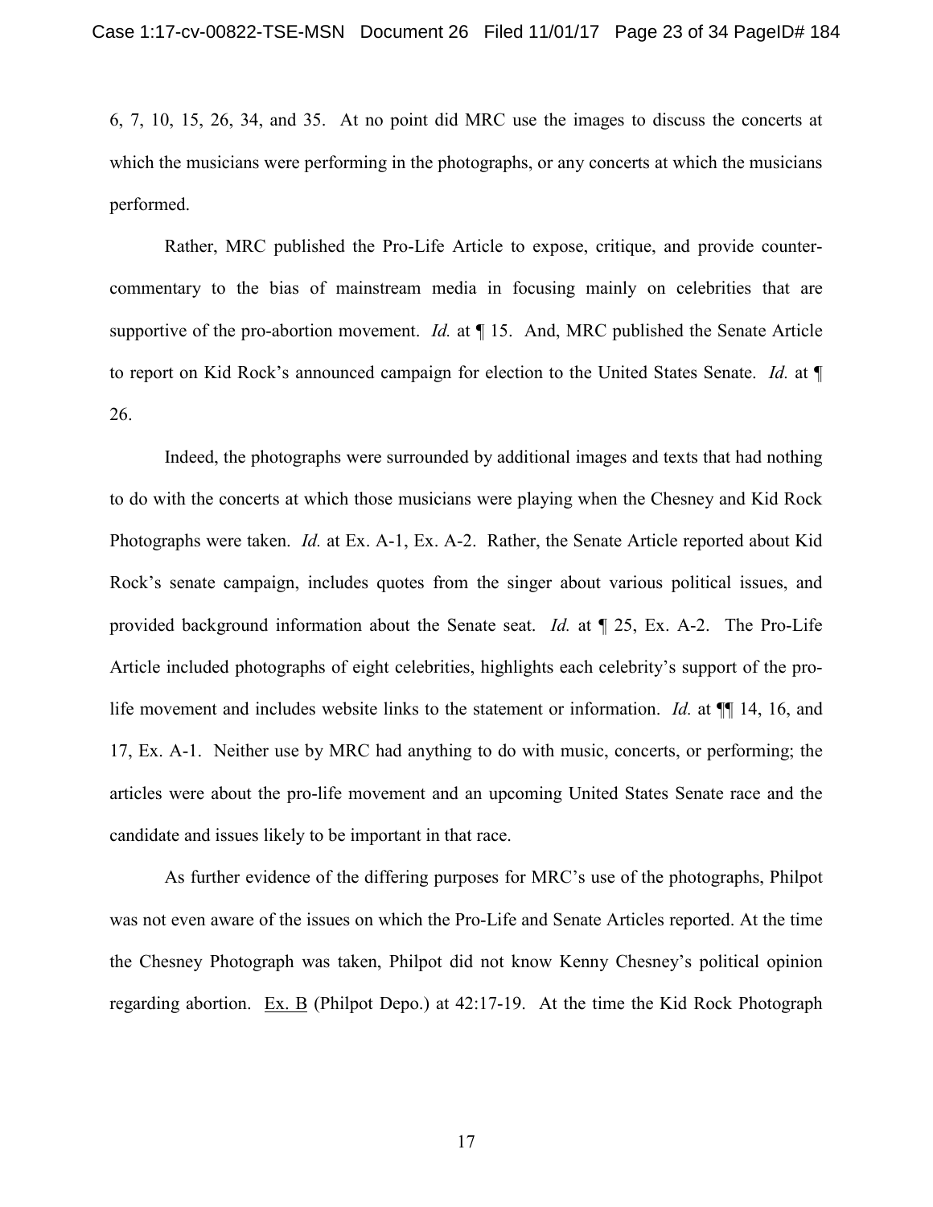6, 7, 10, 15, 26, 34, and 35. At no point did MRC use the images to discuss the concerts at which the musicians were performing in the photographs, or any concerts at which the musicians performed.

Rather, MRC published the Pro-Life Article to expose, critique, and provide counter-commentary to the bias of mainstream media in focusing mainly on celebrities that are supportive of the pro-abortion movement. *Id.* at ¶ 15. And, MRC published the Senate Article to report on Kid Rock's announced campaign for election to the United States Senate. *Id.* at ¶ 26.

Indeed, the photographs were surrounded by additional images and texts that had nothing to do with the concerts at which those musicians were playing when the Chesney and Kid Rock Photographs were taken. *Id.* at Ex. A-1, Ex. A-2. Rather, the Senate Article reported about Kid Rock's senate campaign, includes quotes from the singer about various political issues, and provided background information about the Senate seat. *Id.* at ¶ 25, Ex. A-2. The Pro-Life Article included photographs of eight celebrities, highlights each celebrity's support of the pro-life movement and includes website links to the statement or information. *Id.* at ¶¶ 14, 16, and 17, Ex. A-1. Neither use by MRC had anything to do with music, concerts, or performing; the articles were about the pro-life movement and an upcoming United States Senate race and the candidate and issues likely to be important in that race.

As further evidence of the differing purposes for MRC's use of the photographs, Philpot was not even aware of the issues on which the Pro-Life and Senate Articles reported. At the time the Chesney Photograph was taken, Philpot did not know Kenny Chesney's political opinion regarding abortion. Ex. B (Philpot Depo.) at 42:17-19. At the time the Kid Rock Photograph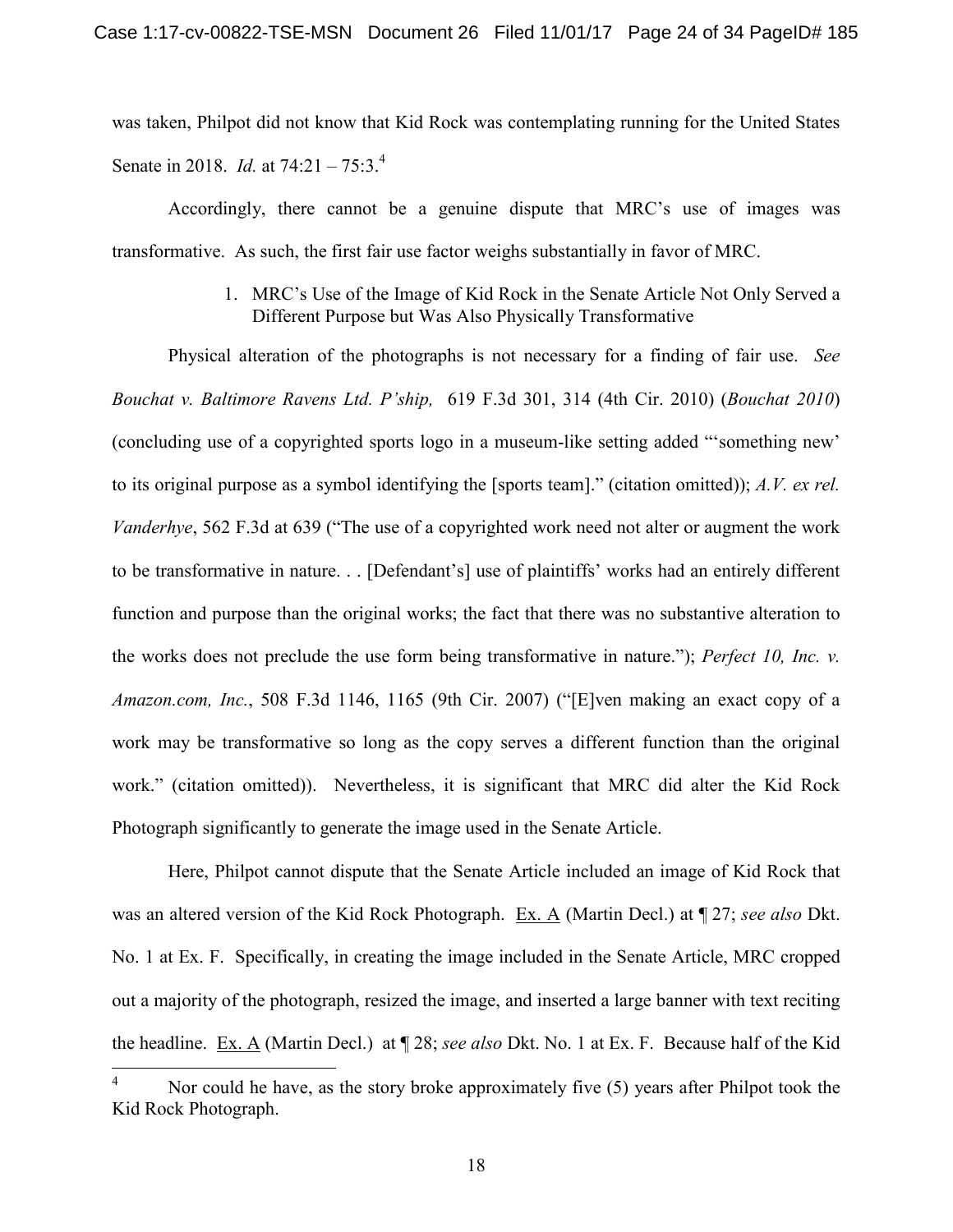was taken, Philpot did not know that Kid Rock was contemplating running for the United States Senate in 2018. *Id.* at 74:21 – 75:3.[4]

Accordingly, there cannot be a genuine dispute that MRC's use of images was transformative. As such, the first fair use factor weighs substantially in favor of MRC.

1. MRC's Use of the Image of Kid Rock in the Senate Article Not Only Served a Different Purpose but Was Also Physically Transformative

Physical alteration of the photographs is not necessary for a finding of fair use. *See Bouchat v. Baltimore Ravens Ltd. P'ship,* 619 F.3d 301, 314 (4th Cir. 2010) (*Bouchat 2010*) (concluding use of a copyrighted sports logo in a museum-like setting added "'something new' to its original purpose as a symbol identifying the [sports team]." (citation omitted)); *A.V. ex rel. Vanderhye*, 562 F.3d at 639 ("The use of a copyrighted work need not alter or augment the work to be transformative in nature. . . [Defendant's] use of plaintiffs' works had an entirely different function and purpose than the original works; the fact that there was no substantive alteration to the works does not preclude the use form being transformative in nature."); *Perfect 10, Inc. v. Amazon.com, Inc.*, 508 F.3d 1146, 1165 (9th Cir. 2007) ("[E]ven making an exact copy of a work may be transformative so long as the copy serves a different function than the original work." (citation omitted)). Nevertheless, it is significant that MRC did alter the Kid Rock Photograph significantly to generate the image used in the Senate Article.

Here, Philpot cannot dispute that the Senate Article included an image of Kid Rock that was an altered version of the Kid Rock Photograph. Ex. A (Martin Decl.) at ¶ 27; *see also* Dkt. No. 1 at Ex. F. Specifically, in creating the image included in the Senate Article, MRC cropped out a majority of the photograph, resized the image, and inserted a large banner with text reciting the headline. Ex. A (Martin Decl.) at ¶ 28; *see also* Dkt. No. 1 at Ex. F. Because half of the Kid

---

[4] Nor could he have, as the story broke approximately five (5) years after Philpot took the Kid Rock Photograph.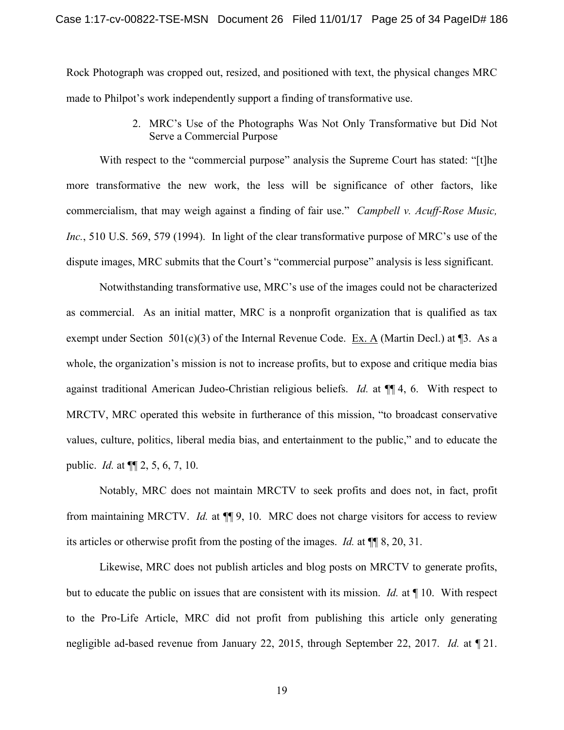Rock Photograph was cropped out, resized, and positioned with text, the physical changes MRC made to Philpot's work independently support a finding of transformative use.

2. MRC's Use of the Photographs Was Not Only Transformative but Did Not Serve a Commercial Purpose

With respect to the "commercial purpose" analysis the Supreme Court has stated: "[t]he more transformative the new work, the less will be significance of other factors, like commercialism, that may weigh against a finding of fair use." *Campbell v. Acuff-Rose Music, Inc.*, 510 U.S. 569, 579 (1994). In light of the clear transformative purpose of MRC's use of the dispute images, MRC submits that the Court's "commercial purpose" analysis is less significant.

Notwithstanding transformative use, MRC's use of the images could not be characterized as commercial. As an initial matter, MRC is a nonprofit organization that is qualified as tax exempt under Section 501(c)(3) of the Internal Revenue Code. Ex. A (Martin Decl.) at ¶3. As a whole, the organization's mission is not to increase profits, but to expose and critique media bias against traditional American Judeo-Christian religious beliefs. *Id.* at ¶¶ 4, 6. With respect to MRCTV, MRC operated this website in furtherance of this mission, "to broadcast conservative values, culture, politics, liberal media bias, and entertainment to the public," and to educate the public. *Id.* at ¶¶ 2, 5, 6, 7, 10.

Notably, MRC does not maintain MRCTV to seek profits and does not, in fact, profit from maintaining MRCTV. *Id.* at ¶¶ 9, 10. MRC does not charge visitors for access to review its articles or otherwise profit from the posting of the images. *Id.* at ¶¶ 8, 20, 31.

Likewise, MRC does not publish articles and blog posts on MRCTV to generate profits, but to educate the public on issues that are consistent with its mission. *Id.* at ¶ 10. With respect to the Pro-Life Article, MRC did not profit from publishing this article only generating negligible ad-based revenue from January 22, 2015, through September 22, 2017. *Id.* at ¶ 21.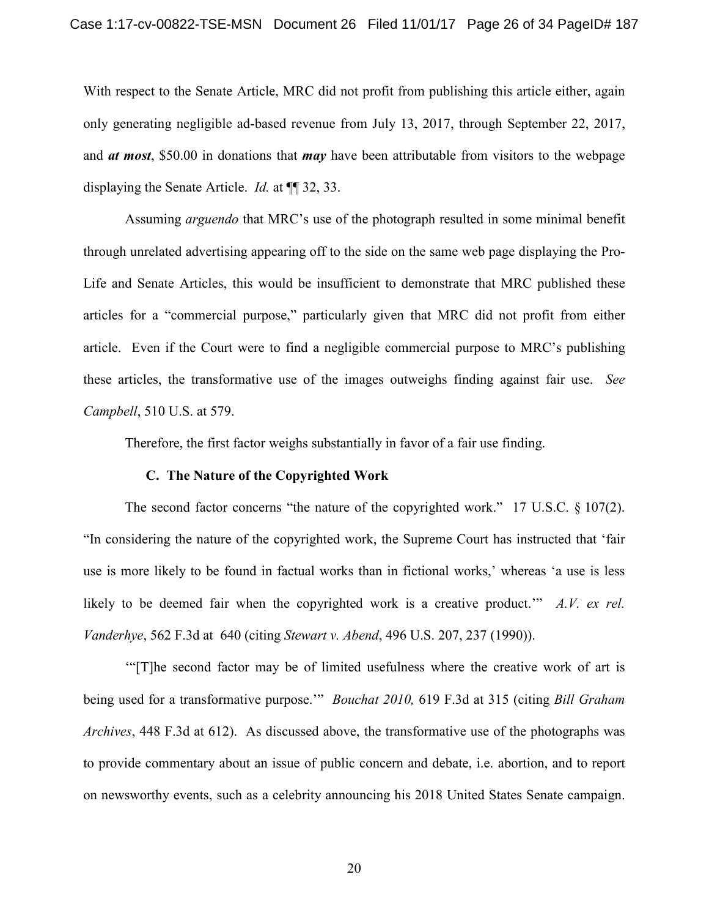With respect to the Senate Article, MRC did not profit from publishing this article either, again only generating negligible ad-based revenue from July 13, 2017, through September 22, 2017, and ***at most***, $50.00 in donations that ***may*** have been attributable from visitors to the webpage displaying the Senate Article. *Id.* at ¶¶ 32, 33.

Assuming *arguendo* that MRC's use of the photograph resulted in some minimal benefit through unrelated advertising appearing off to the side on the same web page displaying the Pro-Life and Senate Articles, this would be insufficient to demonstrate that MRC published these articles for a "commercial purpose," particularly given that MRC did not profit from either article. Even if the Court were to find a negligible commercial purpose to MRC's publishing these articles, the transformative use of the images outweighs finding against fair use. *See Campbell*, 510 U.S. at 579.

Therefore, the first factor weighs substantially in favor of a fair use finding.

### C. The Nature of the Copyrighted Work

The second factor concerns "the nature of the copyrighted work." 17 U.S.C. § 107(2). "In considering the nature of the copyrighted work, the Supreme Court has instructed that 'fair use is more likely to be found in factual works than in fictional works,' whereas 'a use is less likely to be deemed fair when the copyrighted work is a creative product.'" *A.V. ex rel. Vanderhye*, 562 F.3d at 640 (citing *Stewart v. Abend*, 496 U.S. 207, 237 (1990)).

'"[T]he second factor may be of limited usefulness where the creative work of art is being used for a transformative purpose.'" *Bouchat 2010,* 619 F.3d at 315 (citing *Bill Graham Archives*, 448 F.3d at 612). As discussed above, the transformative use of the photographs was to provide commentary about an issue of public concern and debate, i.e. abortion, and to report on newsworthy events, such as a celebrity announcing his 2018 United States Senate campaign.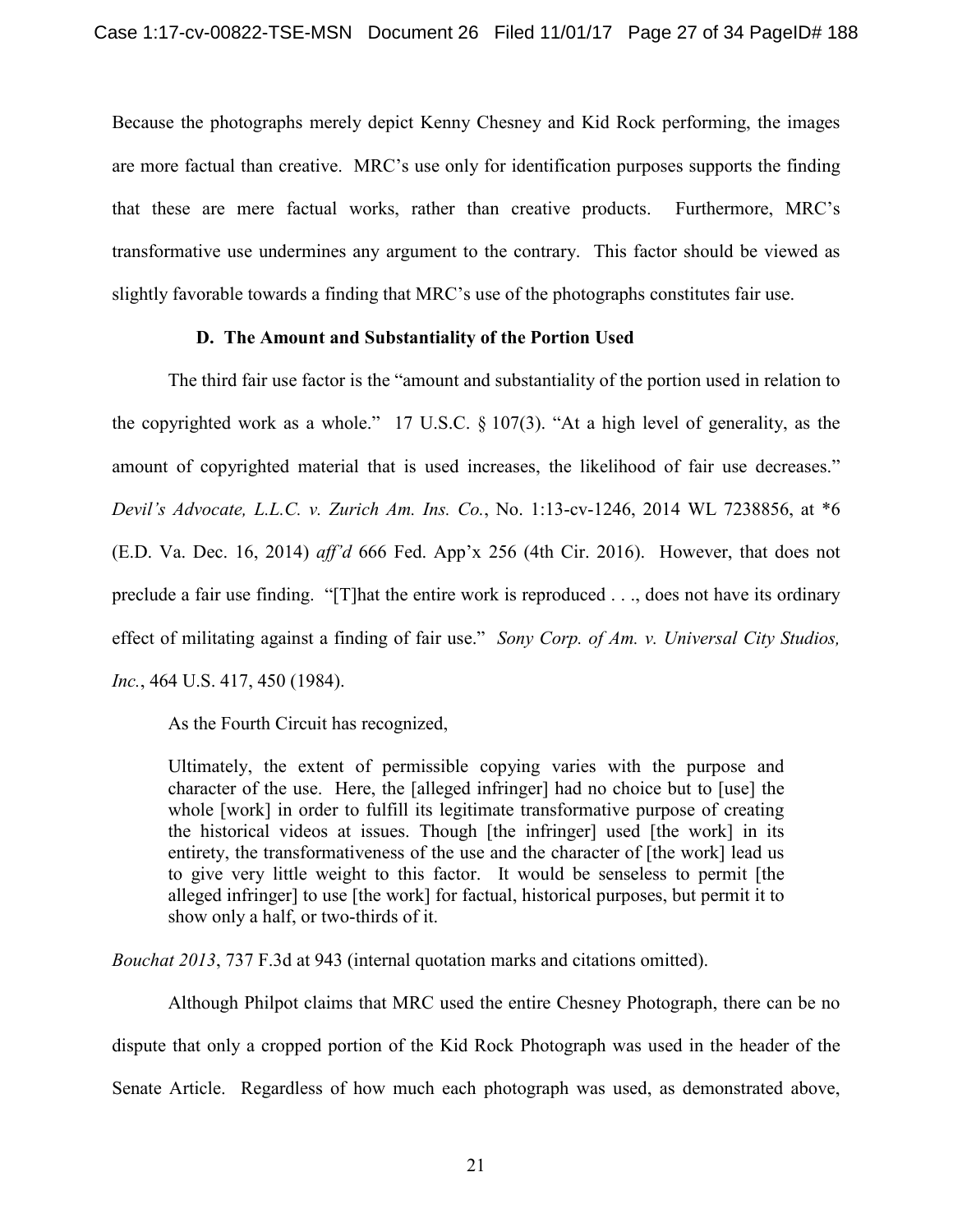Because the photographs merely depict Kenny Chesney and Kid Rock performing, the images are more factual than creative. MRC's use only for identification purposes supports the finding that these are mere factual works, rather than creative products. Furthermore, MRC's transformative use undermines any argument to the contrary. This factor should be viewed as slightly favorable towards a finding that MRC's use of the photographs constitutes fair use.

### D. The Amount and Substantiality of the Portion Used

The third fair use factor is the "amount and substantiality of the portion used in relation to the copyrighted work as a whole." 17 U.S.C. § 107(3). "At a high level of generality, as the amount of copyrighted material that is used increases, the likelihood of fair use decreases." *Devil's Advocate, L.L.C. v. Zurich Am. Ins. Co.*, No. 1:13-cv-1246, 2014 WL 7238856, at *6 (E.D. Va. Dec. 16, 2014) *aff'd* 666 Fed. App'x 256 (4th Cir. 2016). However, that does not preclude a fair use finding. "[T]hat the entire work is reproduced . . ., does not have its ordinary effect of militating against a finding of fair use." *Sony Corp. of Am. v. Universal City Studios, Inc.*, 464 U.S. 417, 450 (1984).

As the Fourth Circuit has recognized,

> Ultimately, the extent of permissible copying varies with the purpose and character of the use. Here, the [alleged infringer] had no choice but to [use] the whole [work] in order to fulfill its legitimate transformative purpose of creating the historical videos at issues. Though [the infringer] used [the work] in its entirety, the transformativeness of the use and the character of [the work] lead us to give very little weight to this factor. It would be senseless to permit [the alleged infringer] to use [the work] for factual, historical purposes, but permit it to show only a half, or two-thirds of it.

*Bouchat 2013*, 737 F.3d at 943 (internal quotation marks and citations omitted).

Although Philpot claims that MRC used the entire Chesney Photograph, there can be no dispute that only a cropped portion of the Kid Rock Photograph was used in the header of the Senate Article. Regardless of how much each photograph was used, as demonstrated above,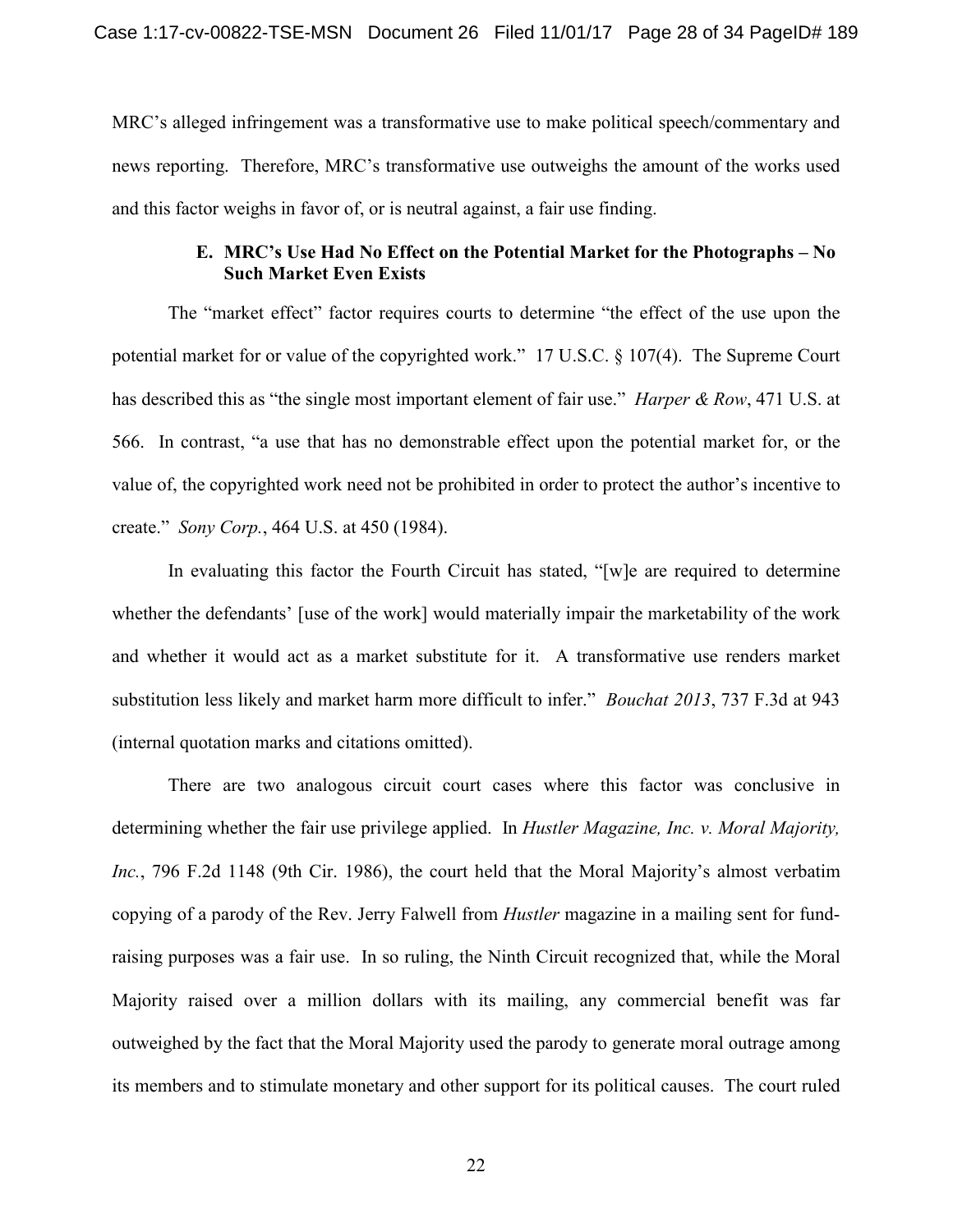MRC's alleged infringement was a transformative use to make political speech/commentary and news reporting. Therefore, MRC's transformative use outweighs the amount of the works used and this factor weighs in favor of, or is neutral against, a fair use finding.

### E. MRC's Use Had No Effect on the Potential Market for the Photographs – No Such Market Even Exists

The "market effect" factor requires courts to determine "the effect of the use upon the potential market for or value of the copyrighted work." 17 U.S.C. § 107(4). The Supreme Court has described this as "the single most important element of fair use." *Harper & Row*, 471 U.S. at 566. In contrast, "a use that has no demonstrable effect upon the potential market for, or the value of, the copyrighted work need not be prohibited in order to protect the author's incentive to create." *Sony Corp.*, 464 U.S. at 450 (1984).

In evaluating this factor the Fourth Circuit has stated, "[w]e are required to determine whether the defendants' [use of the work] would materially impair the marketability of the work and whether it would act as a market substitute for it. A transformative use renders market substitution less likely and market harm more difficult to infer." *Bouchat 2013*, 737 F.3d at 943 (internal quotation marks and citations omitted).

There are two analogous circuit court cases where this factor was conclusive in determining whether the fair use privilege applied. In *Hustler Magazine, Inc. v. Moral Majority, Inc.*, 796 F.2d 1148 (9th Cir. 1986), the court held that the Moral Majority's almost verbatim copying of a parody of the Rev. Jerry Falwell from *Hustler* magazine in a mailing sent for fund-raising purposes was a fair use. In so ruling, the Ninth Circuit recognized that, while the Moral Majority raised over a million dollars with its mailing, any commercial benefit was far outweighed by the fact that the Moral Majority used the parody to generate moral outrage among its members and to stimulate monetary and other support for its political causes. The court ruled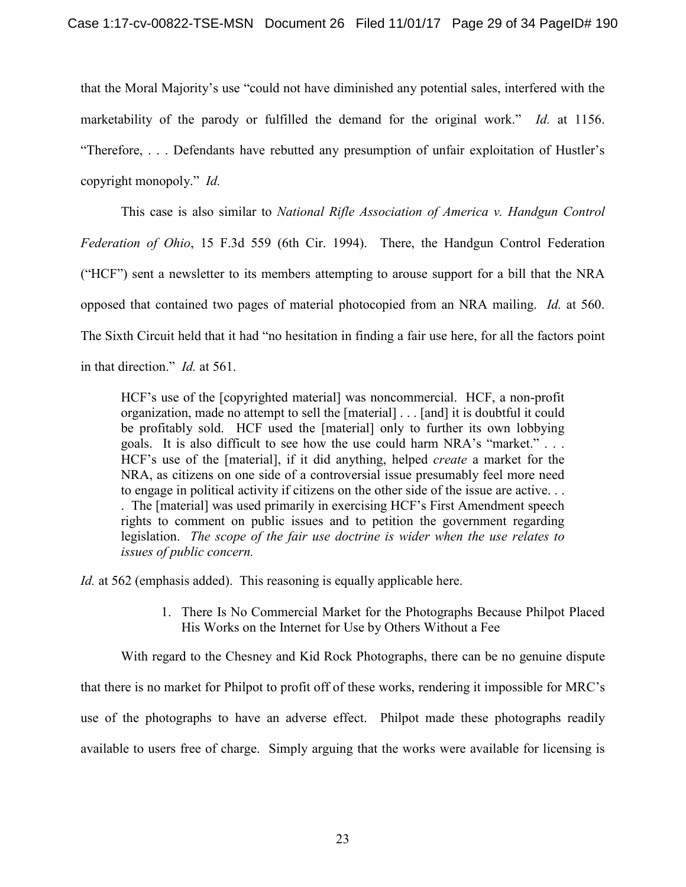that the Moral Majority's use "could not have diminished any potential sales, interfered with the marketability of the parody or fulfilled the demand for the original work." *Id.* at 1156. "Therefore, . . . Defendants have rebutted any presumption of unfair exploitation of Hustler's copyright monopoly." *Id.*

This case is also similar to *National Rifle Association of America v. Handgun Control Federation of Ohio*, 15 F.3d 559 (6th Cir. 1994). There, the Handgun Control Federation ("HCF") sent a newsletter to its members attempting to arouse support for a bill that the NRA opposed that contained two pages of material photocopied from an NRA mailing. *Id.* at 560. The Sixth Circuit held that it had "no hesitation in finding a fair use here, for all the factors point in that direction." *Id.* at 561.

> HCF's use of the [copyrighted material] was noncommercial. HCF, a non-profit organization, made no attempt to sell the [material] . . . [and] it is doubtful it could be profitably sold. HCF used the [material] only to further its own lobbying goals. It is also difficult to see how the use could harm NRA's "market." . . . HCF's use of the [material], if it did anything, helped *create* a market for the NRA, as citizens on one side of a controversial issue presumably feel more need to engage in political activity if citizens on the other side of the issue are active. . . . The [material] was used primarily in exercising HCF's First Amendment speech rights to comment on public issues and to petition the government regarding legislation. *The scope of the fair use doctrine is wider when the use relates to issues of public concern.*

*Id.* at 562 (emphasis added). This reasoning is equally applicable here.

1. There Is No Commercial Market for the Photographs Because Philpot Placed His Works on the Internet for Use by Others Without a Fee

With regard to the Chesney and Kid Rock Photographs, there can be no genuine dispute that there is no market for Philpot to profit off of these works, rendering it impossible for MRC's use of the photographs to have an adverse effect. Philpot made these photographs readily available to users free of charge. Simply arguing that the works were available for licensing is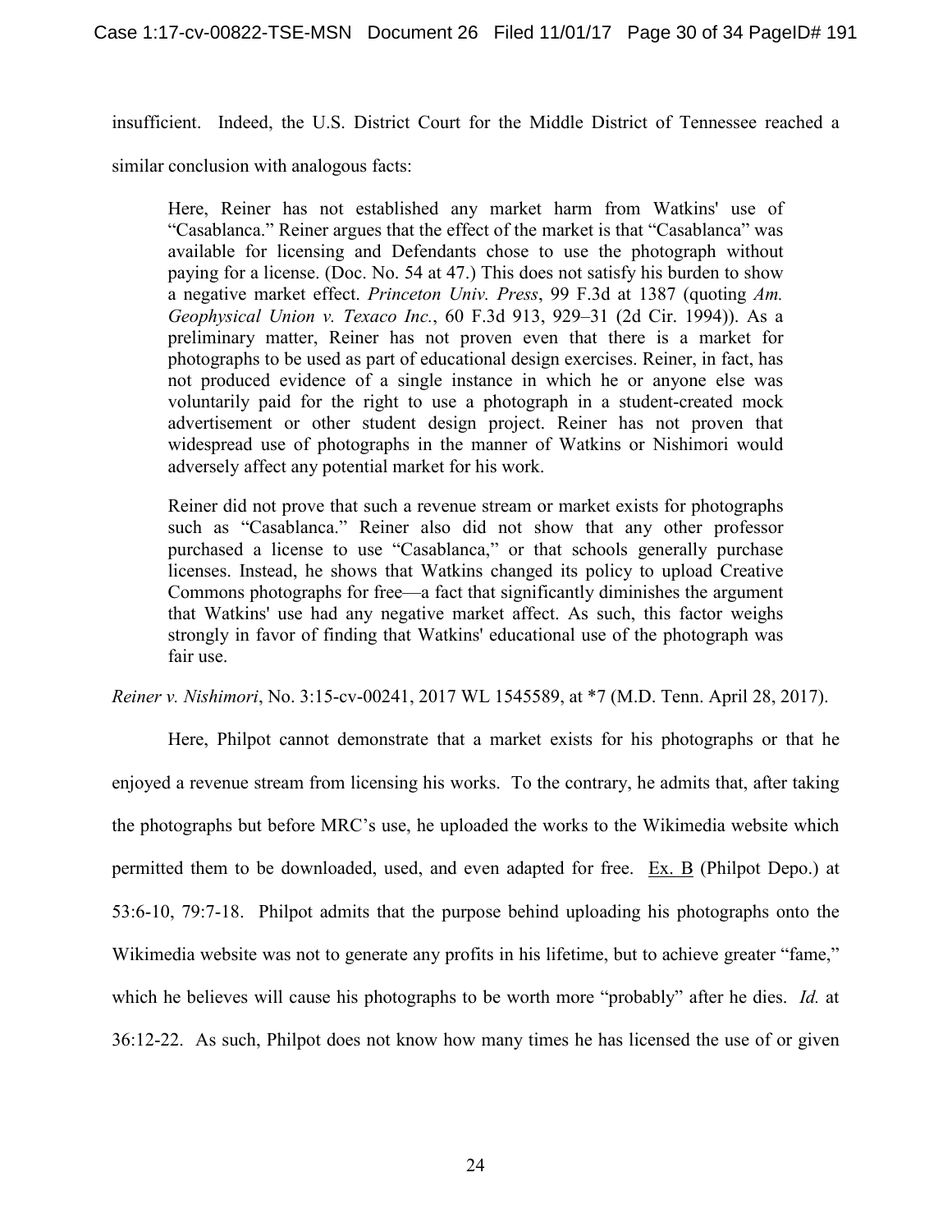insufficient. Indeed, the U.S. District Court for the Middle District of Tennessee reached a similar conclusion with analogous facts:

> Here, Reiner has not established any market harm from Watkins' use of "Casablanca." Reiner argues that the effect of the market is that "Casablanca" was available for licensing and Defendants chose to use the photograph without paying for a license. (Doc. No. 54 at 47.) This does not satisfy his burden to show a negative market effect. *Princeton Univ. Press*, 99 F.3d at 1387 (quoting *Am. Geophysical Union v. Texaco Inc.*, 60 F.3d 913, 929–31 (2d Cir. 1994)). As a preliminary matter, Reiner has not proven even that there is a market for photographs to be used as part of educational design exercises. Reiner, in fact, has not produced evidence of a single instance in which he or anyone else was voluntarily paid for the right to use a photograph in a student-created mock advertisement or other student design project. Reiner has not proven that widespread use of photographs in the manner of Watkins or Nishimori would adversely affect any potential market for his work.
>
> Reiner did not prove that such a revenue stream or market exists for photographs such as "Casablanca." Reiner also did not show that any other professor purchased a license to use "Casablanca," or that schools generally purchase licenses. Instead, he shows that Watkins changed its policy to upload Creative Commons photographs for free—a fact that significantly diminishes the argument that Watkins' use had any negative market affect. As such, this factor weighs strongly in favor of finding that Watkins' educational use of the photograph was fair use.

*Reiner v. Nishimori*, No. 3:15-cv-00241, 2017 WL 1545589, at *7 (M.D. Tenn. April 28, 2017).

Here, Philpot cannot demonstrate that a market exists for his photographs or that he enjoyed a revenue stream from licensing his works. To the contrary, he admits that, after taking the photographs but before MRC's use, he uploaded the works to the Wikimedia website which permitted them to be downloaded, used, and even adapted for free. Ex. B (Philpot Depo.) at 53:6-10, 79:7-18. Philpot admits that the purpose behind uploading his photographs onto the Wikimedia website was not to generate any profits in his lifetime, but to achieve greater "fame," which he believes will cause his photographs to be worth more "probably" after he dies. *Id.* at 36:12-22. As such, Philpot does not know how many times he has licensed the use of or given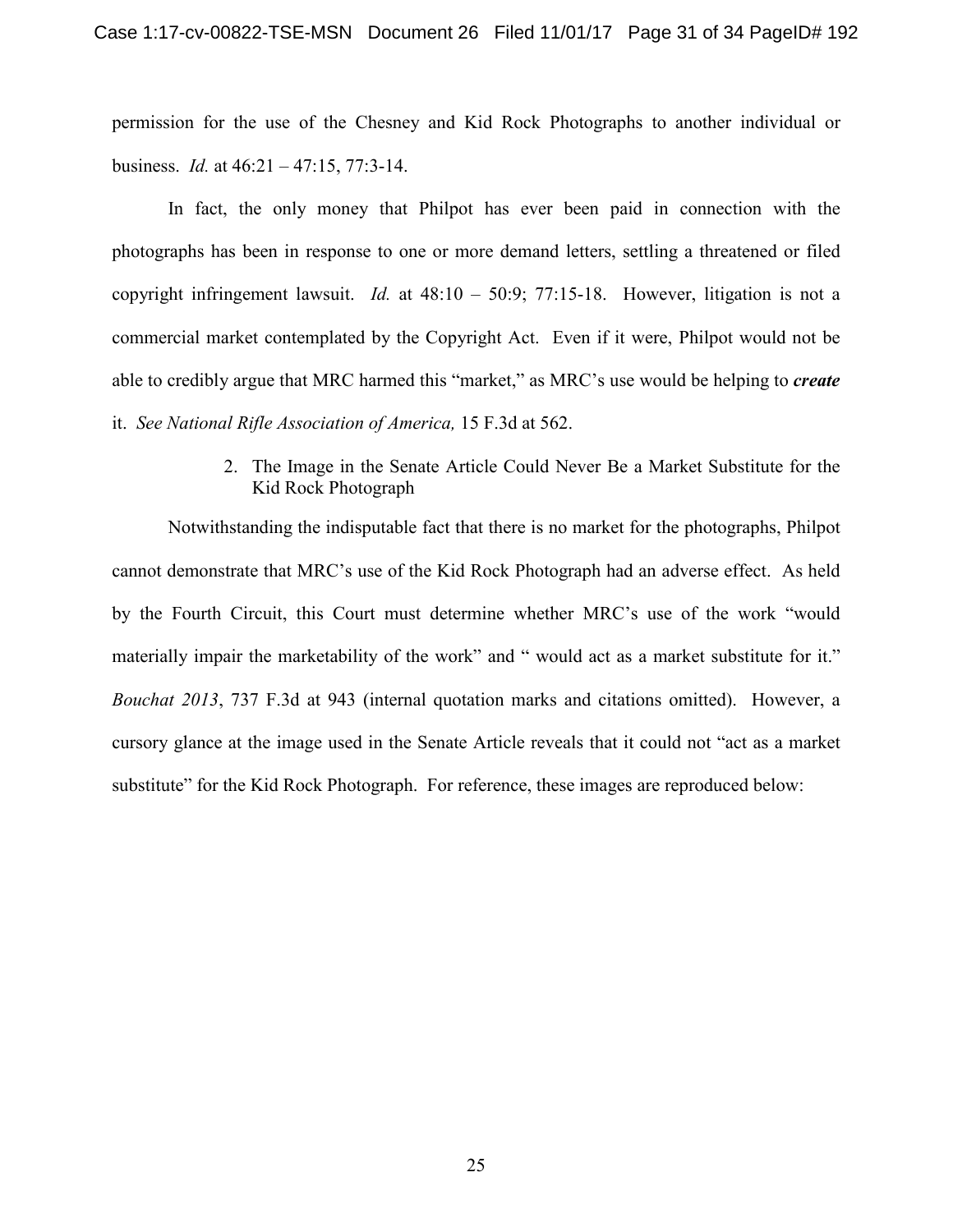permission for the use of the Chesney and Kid Rock Photographs to another individual or business. *Id.* at 46:21 – 47:15, 77:3-14.

In fact, the only money that Philpot has ever been paid in connection with the photographs has been in response to one or more demand letters, settling a threatened or filed copyright infringement lawsuit. *Id.* at 48:10 – 50:9; 77:15-18. However, litigation is not a commercial market contemplated by the Copyright Act. Even if it were, Philpot would not be able to credibly argue that MRC harmed this "market," as MRC's use would be helping to ***create*** it. *See National Rifle Association of America,* 15 F.3d at 562.

2. The Image in the Senate Article Could Never Be a Market Substitute for the Kid Rock Photograph

Notwithstanding the indisputable fact that there is no market for the photographs, Philpot cannot demonstrate that MRC's use of the Kid Rock Photograph had an adverse effect. As held by the Fourth Circuit, this Court must determine whether MRC's use of the work "would materially impair the marketability of the work" and " would act as a market substitute for it." *Bouchat 2013*, 737 F.3d at 943 (internal quotation marks and citations omitted). However, a cursory glance at the image used in the Senate Article reveals that it could not "act as a market substitute" for the Kid Rock Photograph. For reference, these images are reproduced below: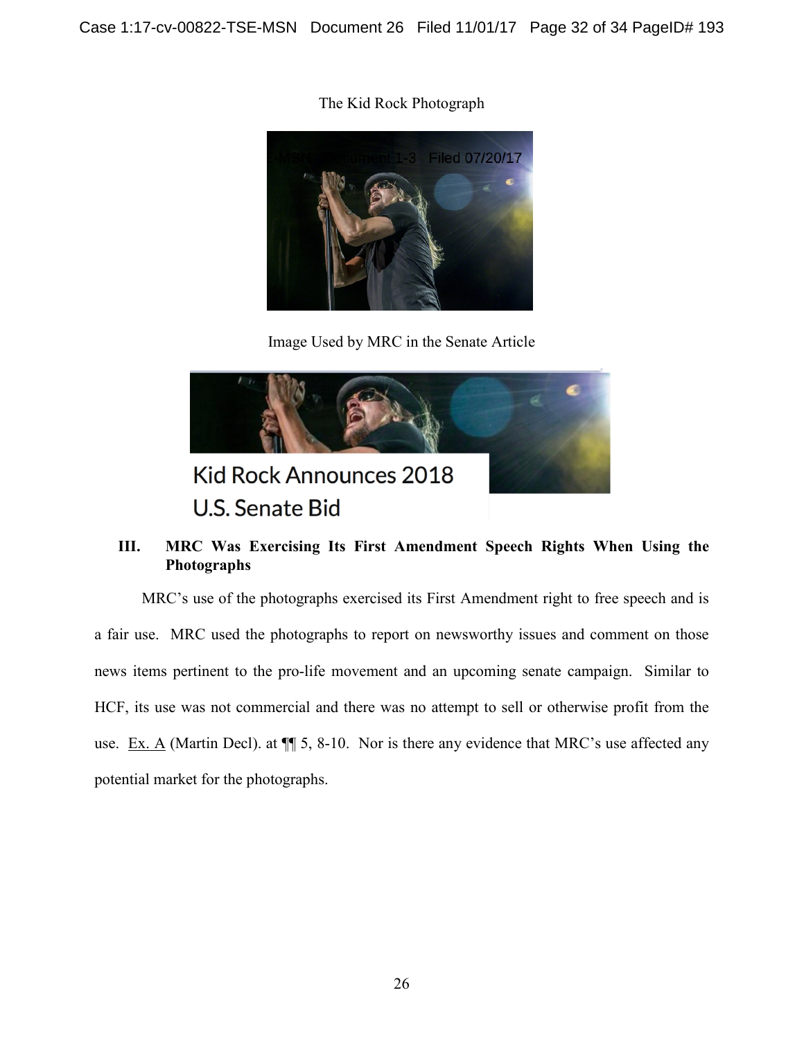The Kid Rock Photograph

Image Used by MRC in the Senate Article

### III. MRC Was Exercising Its First Amendment Speech Rights When Using the Photographs

MRC's use of the photographs exercised its First Amendment right to free speech and is a fair use. MRC used the photographs to report on newsworthy issues and comment on those news items pertinent to the pro-life movement and an upcoming senate campaign. Similar to HCF, its use was not commercial and there was no attempt to sell or otherwise profit from the use. Ex. A (Martin Decl). at ¶¶ 5, 8-10. Nor is there any evidence that MRC's use affected any potential market for the photographs.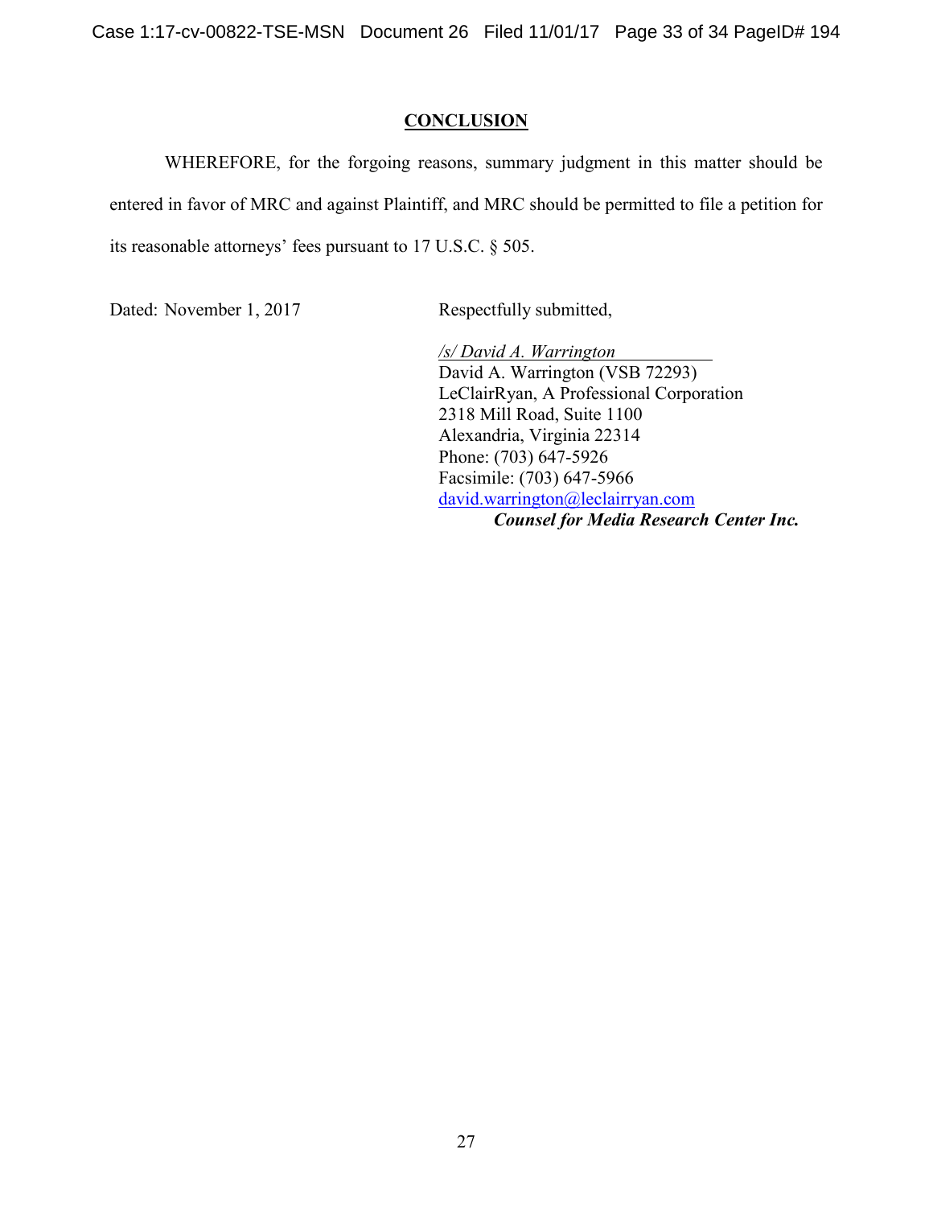## CONCLUSION

WHEREFORE, for the forgoing reasons, summary judgment in this matter should be entered in favor of MRC and against Plaintiff, and MRC should be permitted to file a petition for its reasonable attorneys' fees pursuant to 17 U.S.C. § 505.

Dated: November 1, 2017

Respectfully submitted,

*/s/ David A. Warrington*
David A. Warrington (VSB 72293)
LeClairRyan, A Professional Corporation
2318 Mill Road, Suite 1100
Alexandria, Virginia 22314
Phone: (703) 647-5926
Facsimile: (703) 647-5966
david.warrington@leclairryan.com
***Counsel for Media Research Center Inc.***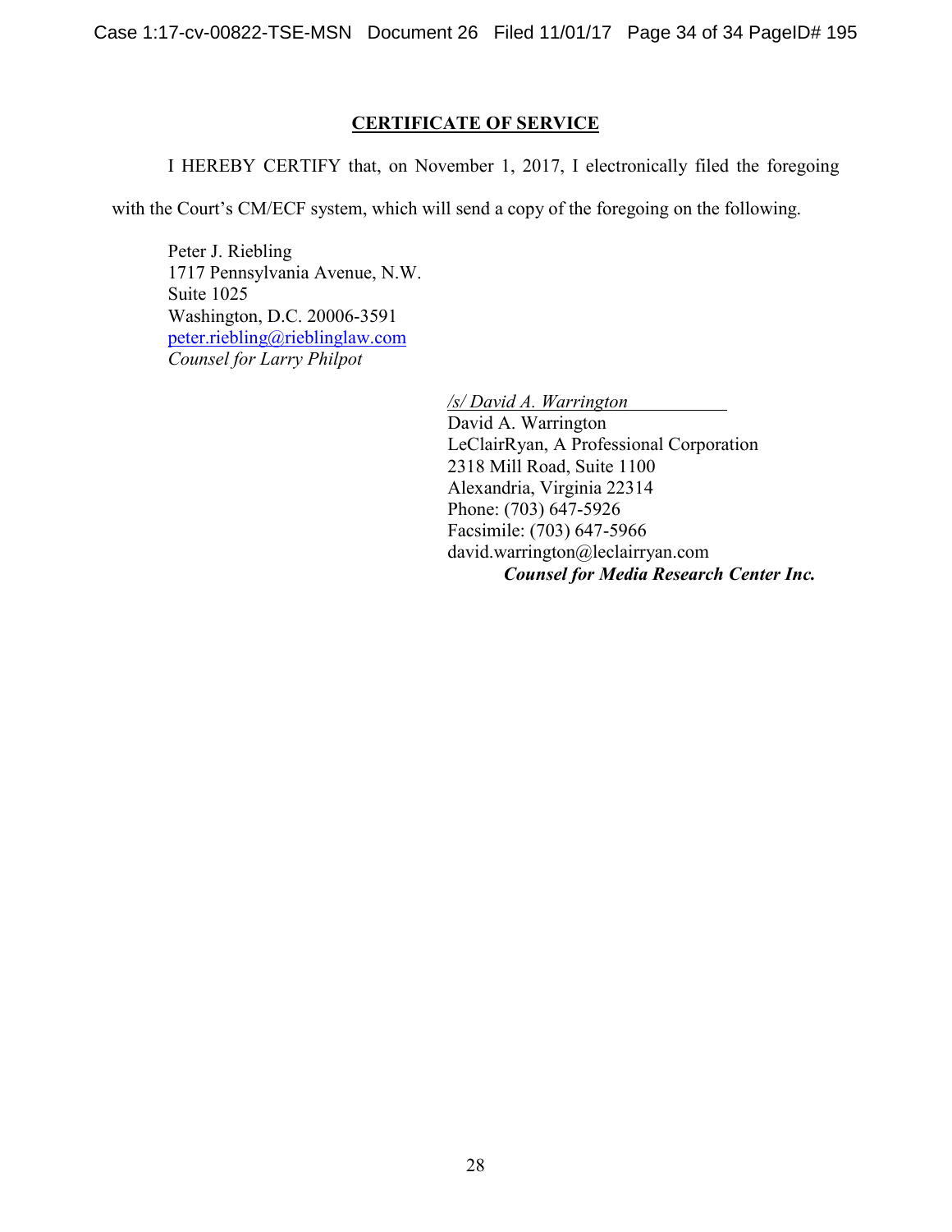## CERTIFICATE OF SERVICE

I HEREBY CERTIFY that, on November 1, 2017, I electronically filed the foregoing with the Court's CM/ECF system, which will send a copy of the foregoing on the following.

Peter J. Riebling
1717 Pennsylvania Avenue, N.W.
Suite 1025
Washington, D.C. 20006-3591
peter.riebling@rieblinglaw.com
*Counsel for Larry Philpot*

*/s/ David A. Warrington*
David A. Warrington
LeClairRyan, A Professional Corporation
2318 Mill Road, Suite 1100
Alexandria, Virginia 22314
Phone: (703) 647-5926
Facsimile: (703) 647-5966
david.warrington@leclairryan.com
***Counsel for Media Research Center Inc.***